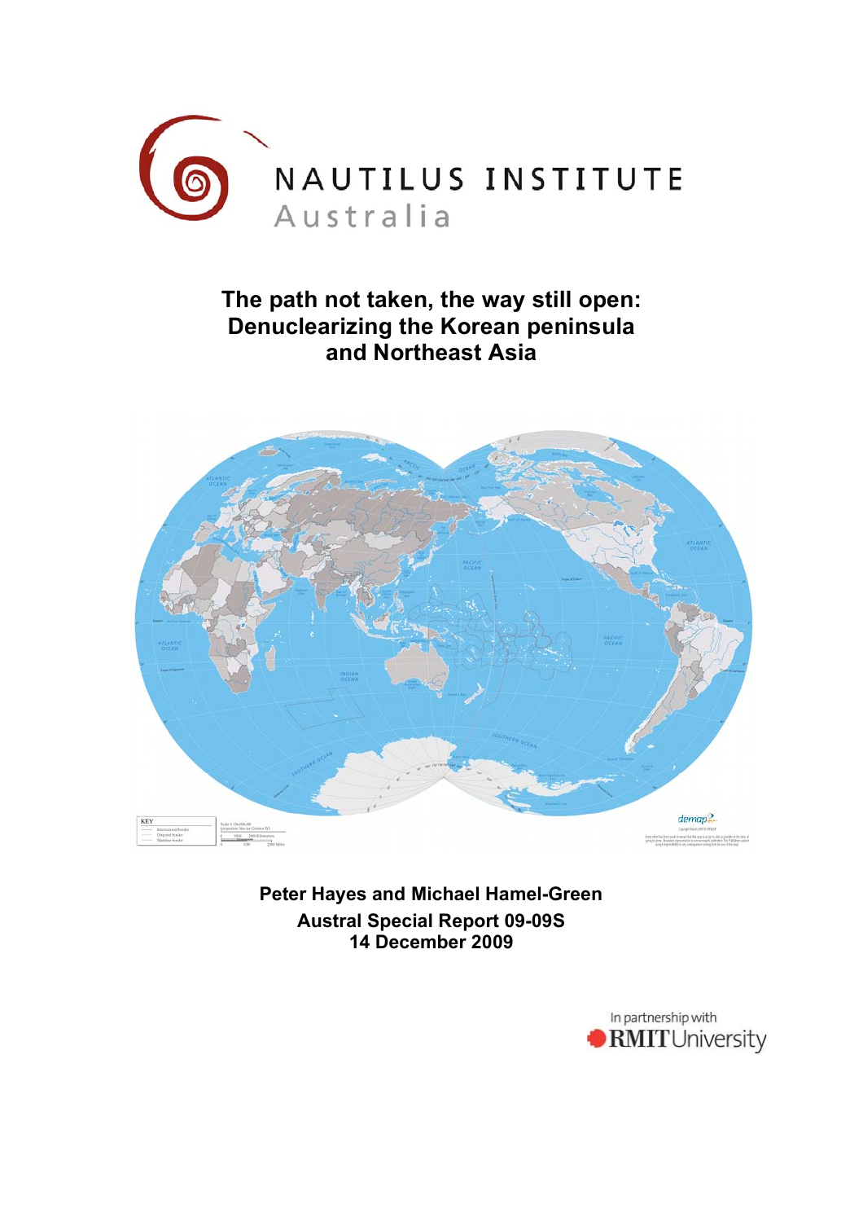NAUTILUS INSTITUTE
Australia

# The path not taken, the way still open: Denuclearizing the Korean peninsula and Northeast Asia

**Peter Hayes and Michael Hamel-Green**
**Austral Special Report 09-09S**
**14 December 2009**

In partnership with RMIT University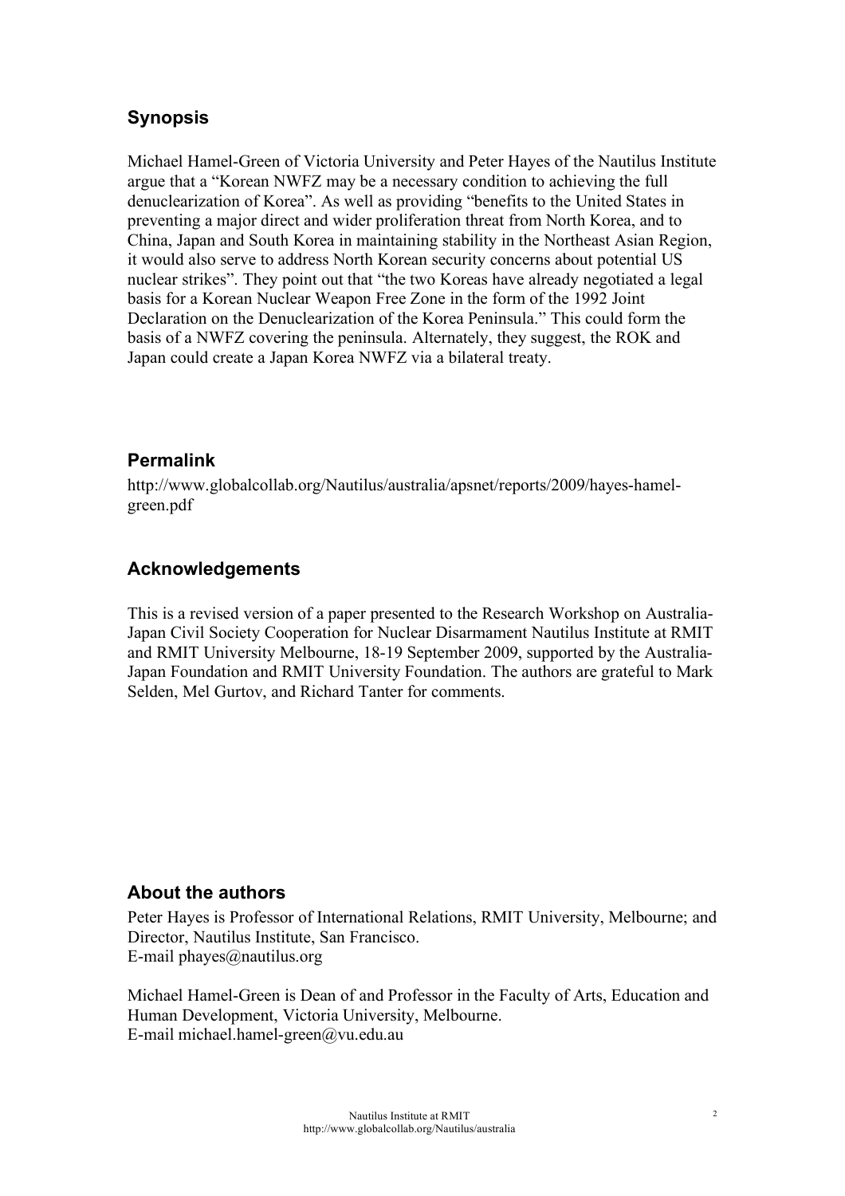## Synopsis

Michael Hamel-Green of Victoria University and Peter Hayes of the Nautilus Institute argue that a "Korean NWFZ may be a necessary condition to achieving the full denuclearization of Korea". As well as providing "benefits to the United States in preventing a major direct and wider proliferation threat from North Korea, and to China, Japan and South Korea in maintaining stability in the Northeast Asian Region, it would also serve to address North Korean security concerns about potential US nuclear strikes". They point out that "the two Koreas have already negotiated a legal basis for a Korean Nuclear Weapon Free Zone in the form of the 1992 Joint Declaration on the Denuclearization of the Korea Peninsula." This could form the basis of a NWFZ covering the peninsula. Alternately, they suggest, the ROK and Japan could create a Japan Korea NWFZ via a bilateral treaty.

## Permalink

http://www.globalcollab.org/Nautilus/australia/apsnet/reports/2009/hayes-hamel-green.pdf

## Acknowledgements

This is a revised version of a paper presented to the Research Workshop on Australia-Japan Civil Society Cooperation for Nuclear Disarmament Nautilus Institute at RMIT and RMIT University Melbourne, 18-19 September 2009, supported by the Australia-Japan Foundation and RMIT University Foundation. The authors are grateful to Mark Selden, Mel Gurtov, and Richard Tanter for comments.

## About the authors

Peter Hayes is Professor of International Relations, RMIT University, Melbourne; and Director, Nautilus Institute, San Francisco.
E-mail phayes@nautilus.org

Michael Hamel-Green is Dean of and Professor in the Faculty of Arts, Education and Human Development, Victoria University, Melbourne.
E-mail michael.hamel-green@vu.edu.au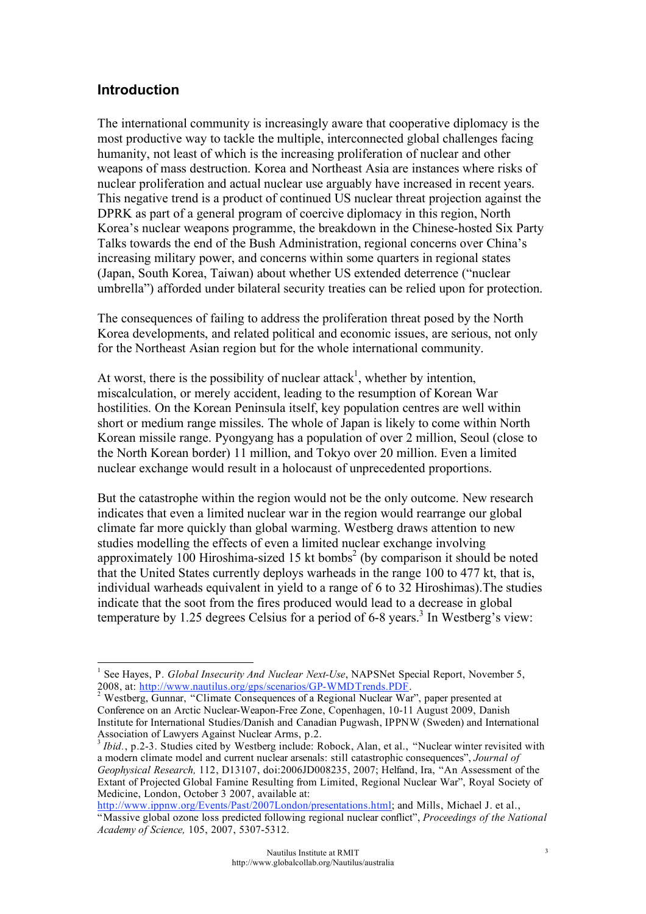## Introduction

The international community is increasingly aware that cooperative diplomacy is the most productive way to tackle the multiple, interconnected global challenges facing humanity, not least of which is the increasing proliferation of nuclear and other weapons of mass destruction. Korea and Northeast Asia are instances where risks of nuclear proliferation and actual nuclear use arguably have increased in recent years. This negative trend is a product of continued US nuclear threat projection against the DPRK as part of a general program of coercive diplomacy in this region, North Korea's nuclear weapons programme, the breakdown in the Chinese-hosted Six Party Talks towards the end of the Bush Administration, regional concerns over China's increasing military power, and concerns within some quarters in regional states (Japan, South Korea, Taiwan) about whether US extended deterrence ("nuclear umbrella") afforded under bilateral security treaties can be relied upon for protection.

The consequences of failing to address the proliferation threat posed by the North Korea developments, and related political and economic issues, are serious, not only for the Northeast Asian region but for the whole international community.

At worst, there is the possibility of nuclear attack[1], whether by intention, miscalculation, or merely accident, leading to the resumption of Korean War hostilities. On the Korean Peninsula itself, key population centres are well within short or medium range missiles. The whole of Japan is likely to come within North Korean missile range. Pyongyang has a population of over 2 million, Seoul (close to the North Korean border) 11 million, and Tokyo over 20 million. Even a limited nuclear exchange would result in a holocaust of unprecedented proportions.

But the catastrophe within the region would not be the only outcome. New research indicates that even a limited nuclear war in the region would rearrange our global climate far more quickly than global warming. Westberg draws attention to new studies modelling the effects of even a limited nuclear exchange involving approximately 100 Hiroshima-sized 15 kt bombs[2] (by comparison it should be noted that the United States currently deploys warheads in the range 100 to 477 kt, that is, individual warheads equivalent in yield to a range of 6 to 32 Hiroshimas).The studies indicate that the soot from the fires produced would lead to a decrease in global temperature by 1.25 degrees Celsius for a period of 6-8 years.[3] In Westberg's view:

---

[1] See Hayes, P. *Global Insecurity And Nuclear Next-Use*, NAPSNet Special Report, November 5, 2008, at: http://www.nautilus.org/gps/scenarios/GP-WMDTrends.PDF.

[2] Westberg, Gunnar, "Climate Consequences of a Regional Nuclear War", paper presented at Conference on an Arctic Nuclear-Weapon-Free Zone, Copenhagen, 10-11 August 2009, Danish Institute for International Studies/Danish and Canadian Pugwash, IPPNW (Sweden) and International Association of Lawyers Against Nuclear Arms, p.2.

[3] *Ibid.*, p.2-3. Studies cited by Westberg include: Robock, Alan, et al., "Nuclear winter revisited with a modern climate model and current nuclear arsenals: still catastrophic consequences", *Journal of Geophysical Research,* 112, D13107, doi:2006JD008235, 2007; Helfand, Ira, "An Assessment of the Extant of Projected Global Famine Resulting from Limited, Regional Nuclear War", Royal Society of Medicine, London, October 3 2007, available at: http://www.ippnw.org/Events/Past/2007London/presentations.html; and Mills, Michael J. et al., "Massive global ozone loss predicted following regional nuclear conflict", *Proceedings of the National Academy of Science,* 105, 2007, 5307-5312.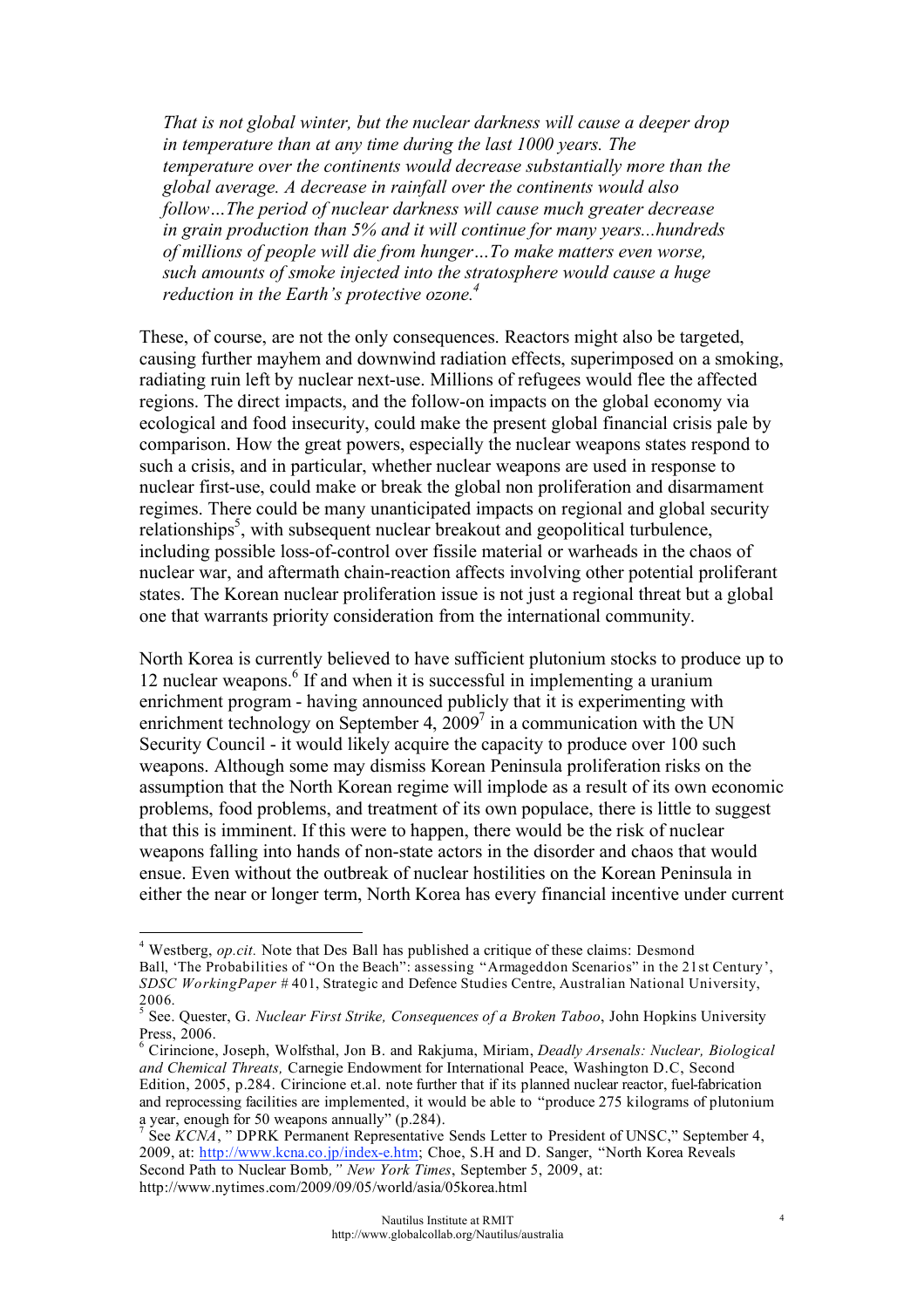> *That is not global winter, but the nuclear darkness will cause a deeper drop in temperature than at any time during the last 1000 years. The temperature over the continents would decrease substantially more than the global average. A decrease in rainfall over the continents would also follow…The period of nuclear darkness will cause much greater decrease in grain production than 5% and it will continue for many years...hundreds of millions of people will die from hunger…To make matters even worse, such amounts of smoke injected into the stratosphere would cause a huge reduction in the Earth's protective ozone.*[4]

These, of course, are not the only consequences. Reactors might also be targeted, causing further mayhem and downwind radiation effects, superimposed on a smoking, radiating ruin left by nuclear next-use. Millions of refugees would flee the affected regions. The direct impacts, and the follow-on impacts on the global economy via ecological and food insecurity, could make the present global financial crisis pale by comparison. How the great powers, especially the nuclear weapons states respond to such a crisis, and in particular, whether nuclear weapons are used in response to nuclear first-use, could make or break the global non proliferation and disarmament regimes. There could be many unanticipated impacts on regional and global security relationships[5], with subsequent nuclear breakout and geopolitical turbulence, including possible loss-of-control over fissile material or warheads in the chaos of nuclear war, and aftermath chain-reaction affects involving other potential proliferant states. The Korean nuclear proliferation issue is not just a regional threat but a global one that warrants priority consideration from the international community.

North Korea is currently believed to have sufficient plutonium stocks to produce up to 12 nuclear weapons.[6] If and when it is successful in implementing a uranium enrichment program - having announced publicly that it is experimenting with enrichment technology on September 4, 2009[7] in a communication with the UN Security Council - it would likely acquire the capacity to produce over 100 such weapons. Although some may dismiss Korean Peninsula proliferation risks on the assumption that the North Korean regime will implode as a result of its own economic problems, food problems, and treatment of its own populace, there is little to suggest that this is imminent. If this were to happen, there would be the risk of nuclear weapons falling into hands of non-state actors in the disorder and chaos that would ensue. Even without the outbreak of nuclear hostilities on the Korean Peninsula in either the near or longer term, North Korea has every financial incentive under current

---

[4] Westberg, *op.cit.* Note that Des Ball has published a critique of these claims: Desmond Ball, 'The Probabilities of "On the Beach": assessing "Armageddon Scenarios" in the 21st Century', *SDSC WorkingPaper* # 401, Strategic and Defence Studies Centre, Australian National University, 2006.

[5] See. Quester, G. *Nuclear First Strike, Consequences of a Broken Taboo*, John Hopkins University Press, 2006.

[6] Cirincione, Joseph, Wolfsthal, Jon B. and Rakjuma, Miriam, *Deadly Arsenals: Nuclear, Biological and Chemical Threats,* Carnegie Endowment for International Peace, Washington D.C, Second Edition, 2005, p.284. Cirincione et.al. note further that if its planned nuclear reactor, fuel-fabrication and reprocessing facilities are implemented, it would be able to "produce 275 kilograms of plutonium a year, enough for 50 weapons annually" (p.284).

[7] See *KCNA*, " DPRK Permanent Representative Sends Letter to President of UNSC," September 4, 2009, at: http://www.kcna.co.jp/index-e.htm; Choe, S.H and D. Sanger, "North Korea Reveals Second Path to Nuclear Bomb*," New York Times*, September 5, 2009, at: http://www.nytimes.com/2009/09/05/world/asia/05korea.html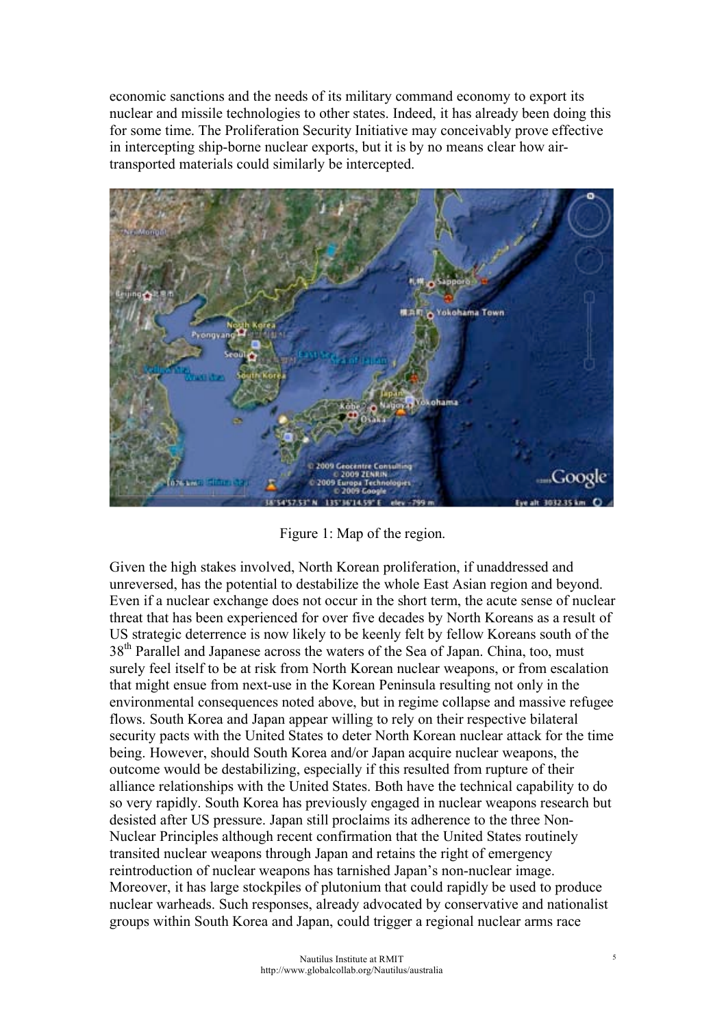economic sanctions and the needs of its military command economy to export its nuclear and missile technologies to other states. Indeed, it has already been doing this for some time. The Proliferation Security Initiative may conceivably prove effective in intercepting ship-borne nuclear exports, but it is by no means clear how air-transported materials could similarly be intercepted.

Figure 1: Map of the region.

Given the high stakes involved, North Korean proliferation, if unaddressed and unreversed, has the potential to destabilize the whole East Asian region and beyond. Even if a nuclear exchange does not occur in the short term, the acute sense of nuclear threat that has been experienced for over five decades by North Koreans as a result of US strategic deterrence is now likely to be keenly felt by fellow Koreans south of the 38th Parallel and Japanese across the waters of the Sea of Japan. China, too, must surely feel itself to be at risk from North Korean nuclear weapons, or from escalation that might ensue from next-use in the Korean Peninsula resulting not only in the environmental consequences noted above, but in regime collapse and massive refugee flows. South Korea and Japan appear willing to rely on their respective bilateral security pacts with the United States to deter North Korean nuclear attack for the time being. However, should South Korea and/or Japan acquire nuclear weapons, the outcome would be destabilizing, especially if this resulted from rupture of their alliance relationships with the United States. Both have the technical capability to do so very rapidly. South Korea has previously engaged in nuclear weapons research but desisted after US pressure. Japan still proclaims its adherence to the three Non-Nuclear Principles although recent confirmation that the United States routinely transited nuclear weapons through Japan and retains the right of emergency reintroduction of nuclear weapons has tarnished Japan's non-nuclear image. Moreover, it has large stockpiles of plutonium that could rapidly be used to produce nuclear warheads. Such responses, already advocated by conservative and nationalist groups within South Korea and Japan, could trigger a regional nuclear arms race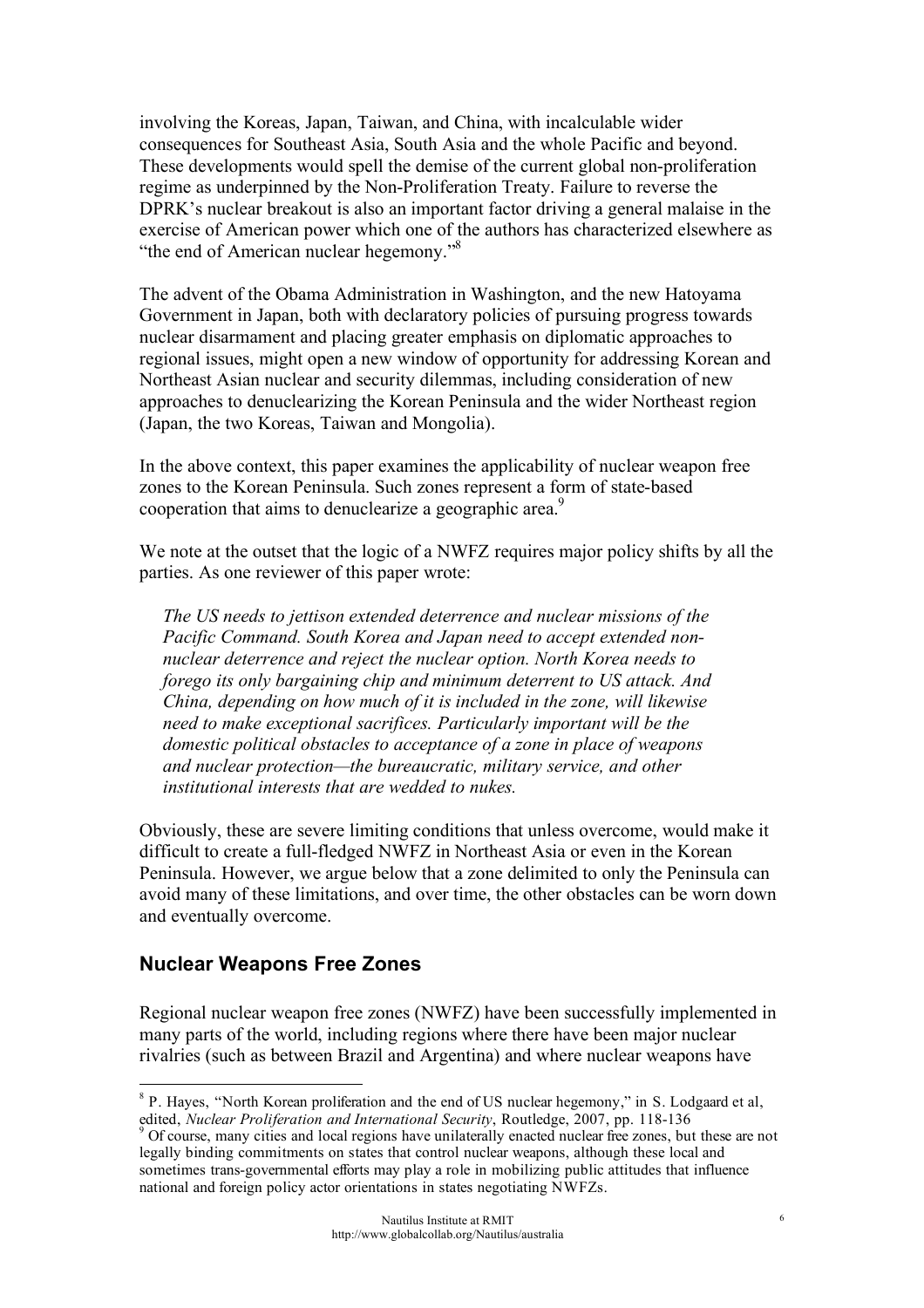involving the Koreas, Japan, Taiwan, and China, with incalculable wider consequences for Southeast Asia, South Asia and the whole Pacific and beyond. These developments would spell the demise of the current global non-proliferation regime as underpinned by the Non-Proliferation Treaty. Failure to reverse the DPRK's nuclear breakout is also an important factor driving a general malaise in the exercise of American power which one of the authors has characterized elsewhere as "the end of American nuclear hegemony."[8]

The advent of the Obama Administration in Washington, and the new Hatoyama Government in Japan, both with declaratory policies of pursuing progress towards nuclear disarmament and placing greater emphasis on diplomatic approaches to regional issues, might open a new window of opportunity for addressing Korean and Northeast Asian nuclear and security dilemmas, including consideration of new approaches to denuclearizing the Korean Peninsula and the wider Northeast region (Japan, the two Koreas, Taiwan and Mongolia).

In the above context, this paper examines the applicability of nuclear weapon free zones to the Korean Peninsula. Such zones represent a form of state-based cooperation that aims to denuclearize a geographic area.[9]

We note at the outset that the logic of a NWFZ requires major policy shifts by all the parties. As one reviewer of this paper wrote:

> *The US needs to jettison extended deterrence and nuclear missions of the Pacific Command. South Korea and Japan need to accept extended non-nuclear deterrence and reject the nuclear option. North Korea needs to forego its only bargaining chip and minimum deterrent to US attack. And China, depending on how much of it is included in the zone, will likewise need to make exceptional sacrifices. Particularly important will be the domestic political obstacles to acceptance of a zone in place of weapons and nuclear protection—the bureaucratic, military service, and other institutional interests that are wedded to nukes.*

Obviously, these are severe limiting conditions that unless overcome, would make it difficult to create a full-fledged NWFZ in Northeast Asia or even in the Korean Peninsula. However, we argue below that a zone delimited to only the Peninsula can avoid many of these limitations, and over time, the other obstacles can be worn down and eventually overcome.

## Nuclear Weapons Free Zones

Regional nuclear weapon free zones (NWFZ) have been successfully implemented in many parts of the world, including regions where there have been major nuclear rivalries (such as between Brazil and Argentina) and where nuclear weapons have

---

[8] P. Hayes, "North Korean proliferation and the end of US nuclear hegemony," in S. Lodgaard et al, edited, *Nuclear Proliferation and International Security*, Routledge, 2007, pp. 118-136

[9] Of course, many cities and local regions have unilaterally enacted nuclear free zones, but these are not legally binding commitments on states that control nuclear weapons, although these local and sometimes trans-governmental efforts may play a role in mobilizing public attitudes that influence national and foreign policy actor orientations in states negotiating NWFZs.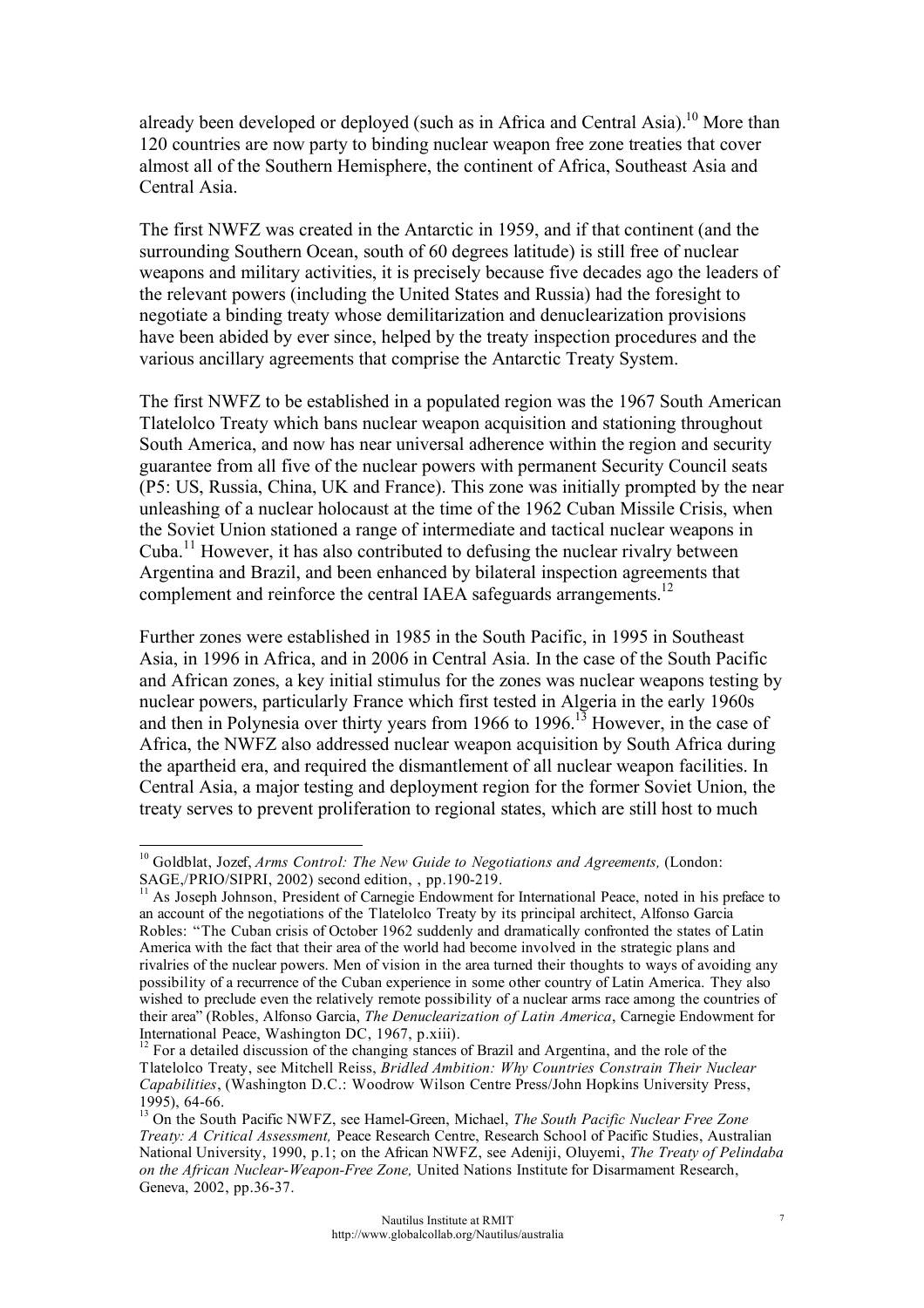already been developed or deployed (such as in Africa and Central Asia).[10] More than 120 countries are now party to binding nuclear weapon free zone treaties that cover almost all of the Southern Hemisphere, the continent of Africa, Southeast Asia and Central Asia.

The first NWFZ was created in the Antarctic in 1959, and if that continent (and the surrounding Southern Ocean, south of 60 degrees latitude) is still free of nuclear weapons and military activities, it is precisely because five decades ago the leaders of the relevant powers (including the United States and Russia) had the foresight to negotiate a binding treaty whose demilitarization and denuclearization provisions have been abided by ever since, helped by the treaty inspection procedures and the various ancillary agreements that comprise the Antarctic Treaty System.

The first NWFZ to be established in a populated region was the 1967 South American Tlatelolco Treaty which bans nuclear weapon acquisition and stationing throughout South America, and now has near universal adherence within the region and security guarantee from all five of the nuclear powers with permanent Security Council seats (P5: US, Russia, China, UK and France). This zone was initially prompted by the near unleashing of a nuclear holocaust at the time of the 1962 Cuban Missile Crisis, when the Soviet Union stationed a range of intermediate and tactical nuclear weapons in Cuba.[11] However, it has also contributed to defusing the nuclear rivalry between Argentina and Brazil, and been enhanced by bilateral inspection agreements that complement and reinforce the central IAEA safeguards arrangements.[12]

Further zones were established in 1985 in the South Pacific, in 1995 in Southeast Asia, in 1996 in Africa, and in 2006 in Central Asia. In the case of the South Pacific and African zones, a key initial stimulus for the zones was nuclear weapons testing by nuclear powers, particularly France which first tested in Algeria in the early 1960s and then in Polynesia over thirty years from 1966 to 1996.[13] However, in the case of Africa, the NWFZ also addressed nuclear weapon acquisition by South Africa during the apartheid era, and required the dismantlement of all nuclear weapon facilities. In Central Asia, a major testing and deployment region for the former Soviet Union, the treaty serves to prevent proliferation to regional states, which are still host to much

---

[10] Goldblat, Jozef, *Arms Control: The New Guide to Negotiations and Agreements,* (London: SAGE,/PRIO/SIPRI, 2002) second edition, , pp.190-219.

[11] As Joseph Johnson, President of Carnegie Endowment for International Peace, noted in his preface to an account of the negotiations of the Tlatelolco Treaty by its principal architect, Alfonso Garcia Robles: "The Cuban crisis of October 1962 suddenly and dramatically confronted the states of Latin America with the fact that their area of the world had become involved in the strategic plans and rivalries of the nuclear powers. Men of vision in the area turned their thoughts to ways of avoiding any possibility of a recurrence of the Cuban experience in some other country of Latin America. They also wished to preclude even the relatively remote possibility of a nuclear arms race among the countries of their area" (Robles, Alfonso Garcia, *The Denuclearization of Latin America*, Carnegie Endowment for International Peace, Washington DC, 1967, p.xiii).

[12] For a detailed discussion of the changing stances of Brazil and Argentina, and the role of the Tlatelolco Treaty, see Mitchell Reiss, *Bridled Ambition: Why Countries Constrain Their Nuclear Capabilities*, (Washington D.C.: Woodrow Wilson Centre Press/John Hopkins University Press, 1995), 64-66.

[13] On the South Pacific NWFZ, see Hamel-Green, Michael, *The South Pacific Nuclear Free Zone Treaty: A Critical Assessment,* Peace Research Centre, Research School of Pacific Studies, Australian National University, 1990, p.1; on the African NWFZ, see Adeniji, Oluyemi, *The Treaty of Pelindaba on the African Nuclear-Weapon-Free Zone,* United Nations Institute for Disarmament Research, Geneva, 2002, pp.36-37.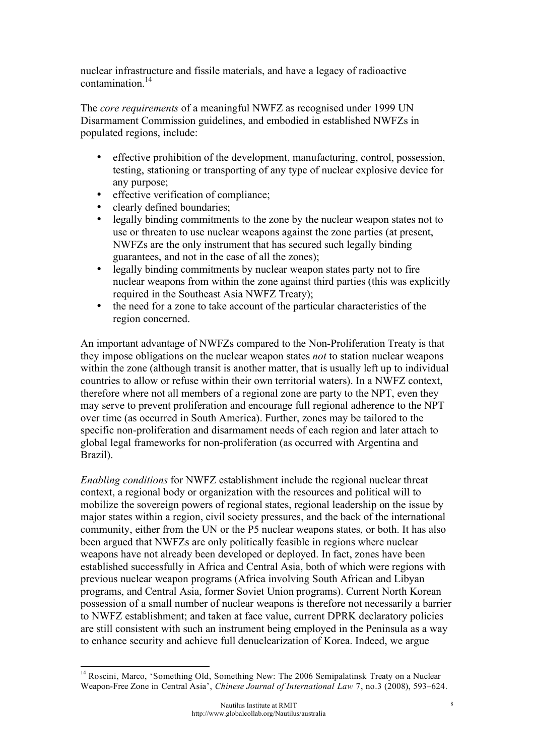nuclear infrastructure and fissile materials, and have a legacy of radioactive contamination.[14]

The *core requirements* of a meaningful NWFZ as recognised under 1999 UN Disarmament Commission guidelines, and embodied in established NWFZs in populated regions, include:

- effective prohibition of the development, manufacturing, control, possession, testing, stationing or transporting of any type of nuclear explosive device for any purpose;
- effective verification of compliance;
- clearly defined boundaries;
- legally binding commitments to the zone by the nuclear weapon states not to use or threaten to use nuclear weapons against the zone parties (at present, NWFZs are the only instrument that has secured such legally binding guarantees, and not in the case of all the zones);
- legally binding commitments by nuclear weapon states party not to fire nuclear weapons from within the zone against third parties (this was explicitly required in the Southeast Asia NWFZ Treaty);
- the need for a zone to take account of the particular characteristics of the region concerned.

An important advantage of NWFZs compared to the Non-Proliferation Treaty is that they impose obligations on the nuclear weapon states *not* to station nuclear weapons within the zone (although transit is another matter, that is usually left up to individual countries to allow or refuse within their own territorial waters). In a NWFZ context, therefore where not all members of a regional zone are party to the NPT, even they may serve to prevent proliferation and encourage full regional adherence to the NPT over time (as occurred in South America). Further, zones may be tailored to the specific non-proliferation and disarmament needs of each region and later attach to global legal frameworks for non-proliferation (as occurred with Argentina and Brazil).

*Enabling conditions* for NWFZ establishment include the regional nuclear threat context, a regional body or organization with the resources and political will to mobilize the sovereign powers of regional states, regional leadership on the issue by major states within a region, civil society pressures, and the back of the international community, either from the UN or the P5 nuclear weapons states, or both. It has also been argued that NWFZs are only politically feasible in regions where nuclear weapons have not already been developed or deployed. In fact, zones have been established successfully in Africa and Central Asia, both of which were regions with previous nuclear weapon programs (Africa involving South African and Libyan programs, and Central Asia, former Soviet Union programs). Current North Korean possession of a small number of nuclear weapons is therefore not necessarily a barrier to NWFZ establishment; and taken at face value, current DPRK declaratory policies are still consistent with such an instrument being employed in the Peninsula as a way to enhance security and achieve full denuclearization of Korea. Indeed, we argue

[14] Roscini, Marco, 'Something Old, Something New: The 2006 Semipalatinsk Treaty on a Nuclear Weapon-Free Zone in Central Asia', *Chinese Journal of International Law* 7, no.3 (2008), 593–624.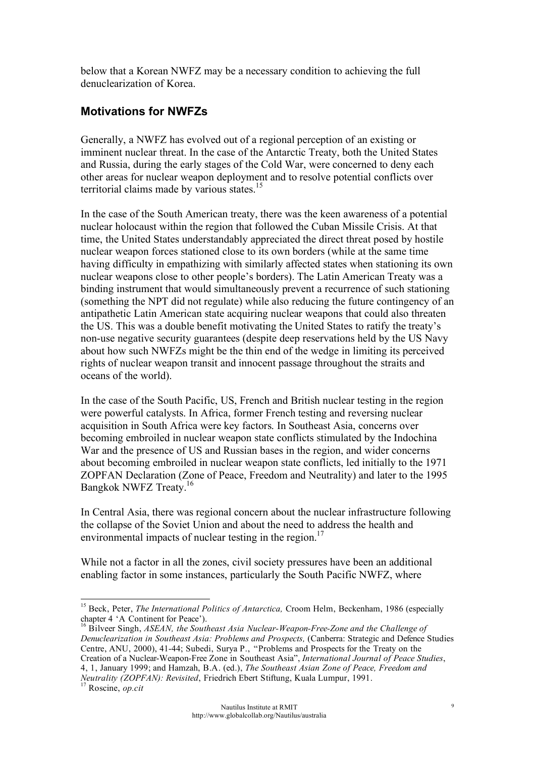below that a Korean NWFZ may be a necessary condition to achieving the full denuclearization of Korea.

## Motivations for NWFZs

Generally, a NWFZ has evolved out of a regional perception of an existing or imminent nuclear threat. In the case of the Antarctic Treaty, both the United States and Russia, during the early stages of the Cold War, were concerned to deny each other areas for nuclear weapon deployment and to resolve potential conflicts over territorial claims made by various states.[15]

In the case of the South American treaty, there was the keen awareness of a potential nuclear holocaust within the region that followed the Cuban Missile Crisis. At that time, the United States understandably appreciated the direct threat posed by hostile nuclear weapon forces stationed close to its own borders (while at the same time having difficulty in empathizing with similarly affected states when stationing its own nuclear weapons close to other people's borders). The Latin American Treaty was a binding instrument that would simultaneously prevent a recurrence of such stationing (something the NPT did not regulate) while also reducing the future contingency of an antipathetic Latin American state acquiring nuclear weapons that could also threaten the US. This was a double benefit motivating the United States to ratify the treaty's non-use negative security guarantees (despite deep reservations held by the US Navy about how such NWFZs might be the thin end of the wedge in limiting its perceived rights of nuclear weapon transit and innocent passage throughout the straits and oceans of the world).

In the case of the South Pacific, US, French and British nuclear testing in the region were powerful catalysts. In Africa, former French testing and reversing nuclear acquisition in South Africa were key factors. In Southeast Asia, concerns over becoming embroiled in nuclear weapon state conflicts stimulated by the Indochina War and the presence of US and Russian bases in the region, and wider concerns about becoming embroiled in nuclear weapon state conflicts, led initially to the 1971 ZOPFAN Declaration (Zone of Peace, Freedom and Neutrality) and later to the 1995 Bangkok NWFZ Treaty.[16]

In Central Asia, there was regional concern about the nuclear infrastructure following the collapse of the Soviet Union and about the need to address the health and environmental impacts of nuclear testing in the region.[17]

While not a factor in all the zones, civil society pressures have been an additional enabling factor in some instances, particularly the South Pacific NWFZ, where

---

[15] Beck, Peter, *The International Politics of Antarctica,* Croom Helm, Beckenham, 1986 (especially chapter 4 'A Continent for Peace').

[16] Bilveer Singh, *ASEAN, the Southeast Asia Nuclear-Weapon-Free-Zone and the Challenge of Denuclearization in Southeast Asia: Problems and Prospects,* (Canberra: Strategic and Defence Studies Centre, ANU, 2000), 41-44; Subedi, Surya P., "Problems and Prospects for the Treaty on the Creation of a Nuclear-Weapon-Free Zone in Southeast Asia", *International Journal of Peace Studies*, 4, 1, January 1999; and Hamzah, B.A. (ed.), *The Southeast Asian Zone of Peace, Freedom and Neutrality (ZOPFAN): Revisited*, Friedrich Ebert Stiftung, Kuala Lumpur, 1991.

[17] Roscine, *op.cit*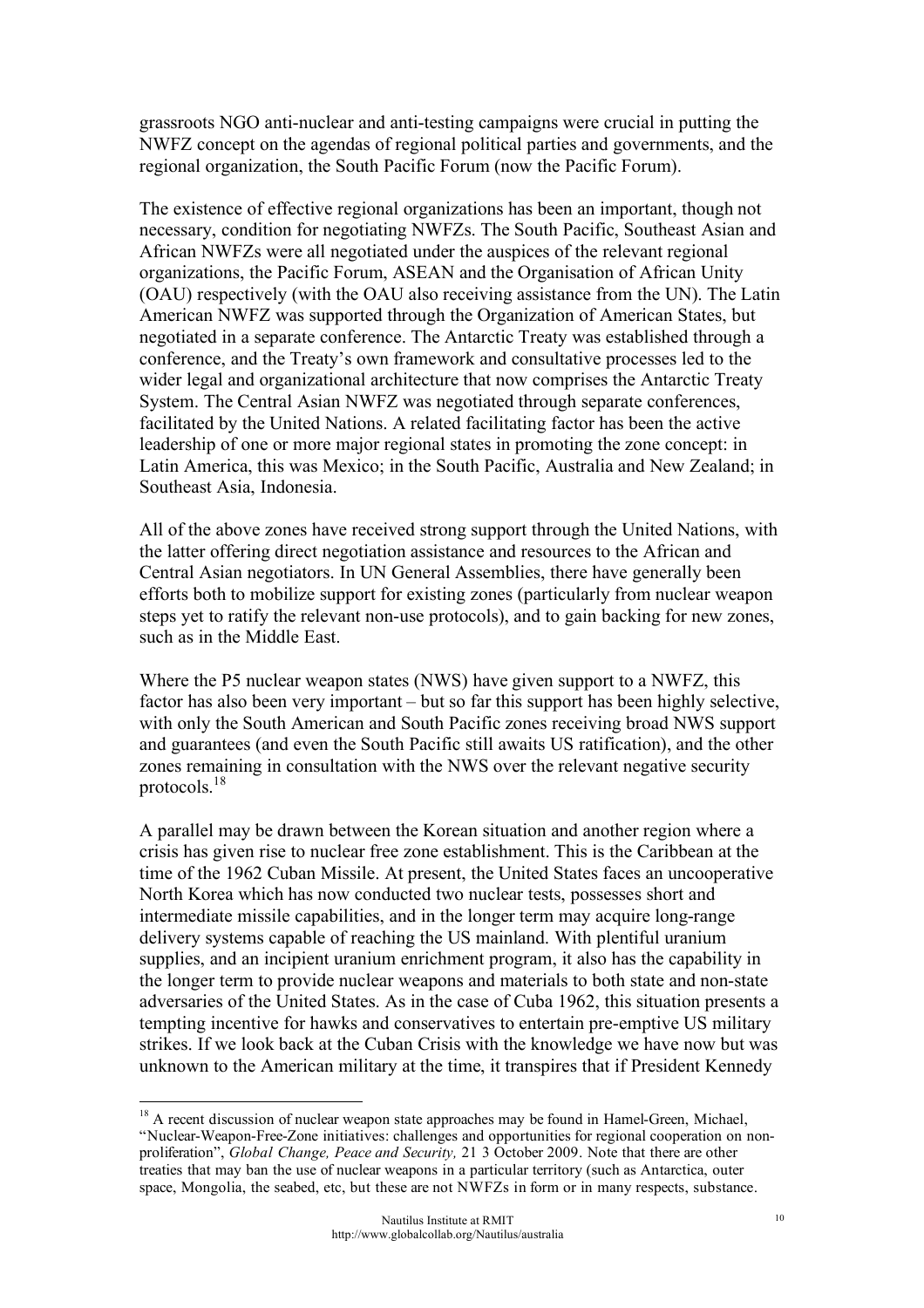grassroots NGO anti-nuclear and anti-testing campaigns were crucial in putting the NWFZ concept on the agendas of regional political parties and governments, and the regional organization, the South Pacific Forum (now the Pacific Forum).

The existence of effective regional organizations has been an important, though not necessary, condition for negotiating NWFZs. The South Pacific, Southeast Asian and African NWFZs were all negotiated under the auspices of the relevant regional organizations, the Pacific Forum, ASEAN and the Organisation of African Unity (OAU) respectively (with the OAU also receiving assistance from the UN). The Latin American NWFZ was supported through the Organization of American States, but negotiated in a separate conference. The Antarctic Treaty was established through a conference, and the Treaty's own framework and consultative processes led to the wider legal and organizational architecture that now comprises the Antarctic Treaty System. The Central Asian NWFZ was negotiated through separate conferences, facilitated by the United Nations. A related facilitating factor has been the active leadership of one or more major regional states in promoting the zone concept: in Latin America, this was Mexico; in the South Pacific, Australia and New Zealand; in Southeast Asia, Indonesia.

All of the above zones have received strong support through the United Nations, with the latter offering direct negotiation assistance and resources to the African and Central Asian negotiators. In UN General Assemblies, there have generally been efforts both to mobilize support for existing zones (particularly from nuclear weapon steps yet to ratify the relevant non-use protocols), and to gain backing for new zones, such as in the Middle East.

Where the P5 nuclear weapon states (NWS) have given support to a NWFZ, this factor has also been very important – but so far this support has been highly selective, with only the South American and South Pacific zones receiving broad NWS support and guarantees (and even the South Pacific still awaits US ratification), and the other zones remaining in consultation with the NWS over the relevant negative security protocols.[18]

A parallel may be drawn between the Korean situation and another region where a crisis has given rise to nuclear free zone establishment. This is the Caribbean at the time of the 1962 Cuban Missile. At present, the United States faces an uncooperative North Korea which has now conducted two nuclear tests, possesses short and intermediate missile capabilities, and in the longer term may acquire long-range delivery systems capable of reaching the US mainland. With plentiful uranium supplies, and an incipient uranium enrichment program, it also has the capability in the longer term to provide nuclear weapons and materials to both state and non-state adversaries of the United States. As in the case of Cuba 1962, this situation presents a tempting incentive for hawks and conservatives to entertain pre-emptive US military strikes. If we look back at the Cuban Crisis with the knowledge we have now but was unknown to the American military at the time, it transpires that if President Kennedy

[18] A recent discussion of nuclear weapon state approaches may be found in Hamel-Green, Michael, "Nuclear-Weapon-Free-Zone initiatives: challenges and opportunities for regional cooperation on non-proliferation", *Global Change, Peace and Security,* 21 3 October 2009. Note that there are other treaties that may ban the use of nuclear weapons in a particular territory (such as Antarctica, outer space, Mongolia, the seabed, etc, but these are not NWFZs in form or in many respects, substance.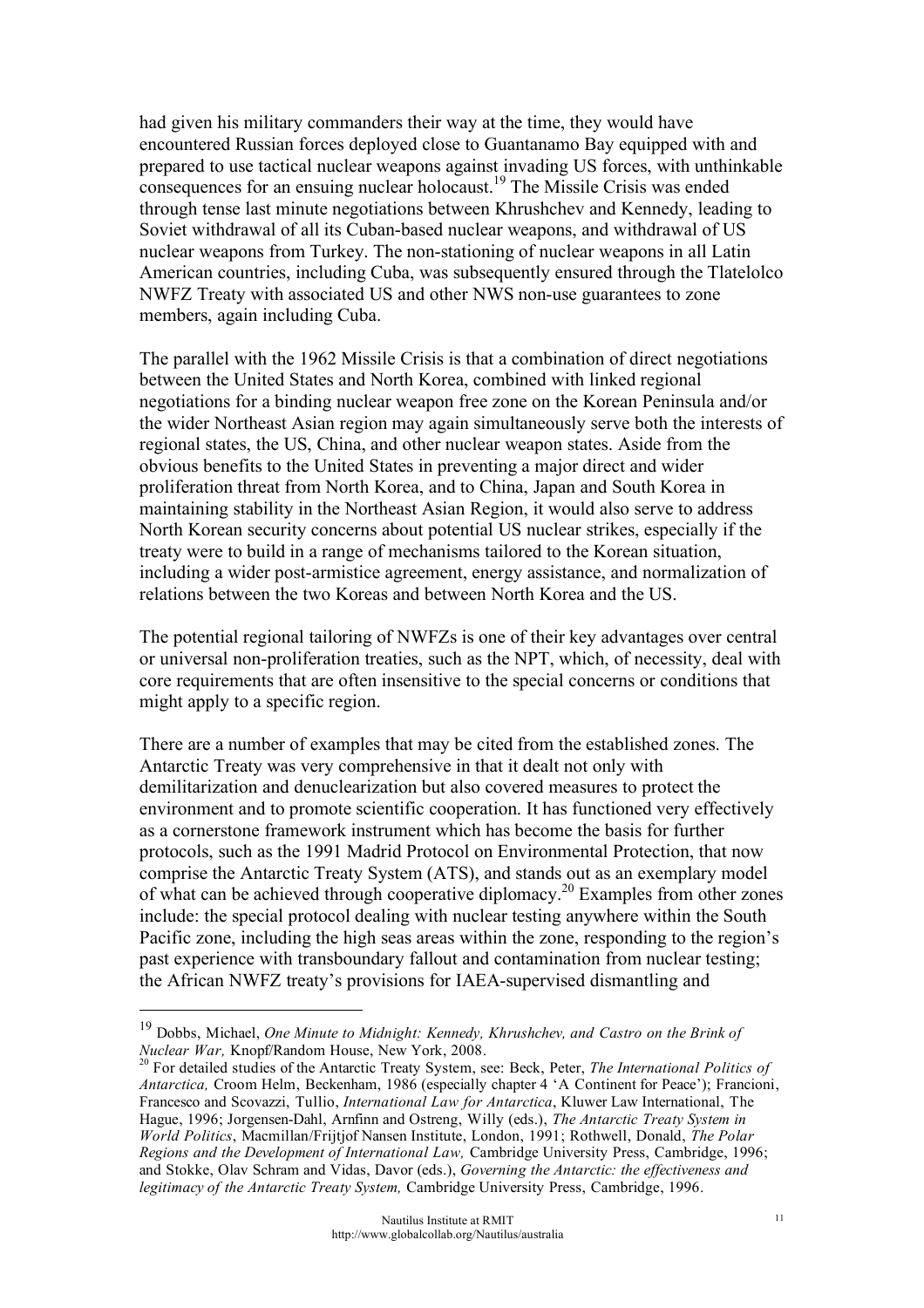had given his military commanders their way at the time, they would have encountered Russian forces deployed close to Guantanamo Bay equipped with and prepared to use tactical nuclear weapons against invading US forces, with unthinkable consequences for an ensuing nuclear holocaust.[19] The Missile Crisis was ended through tense last minute negotiations between Khrushchev and Kennedy, leading to Soviet withdrawal of all its Cuban-based nuclear weapons, and withdrawal of US nuclear weapons from Turkey. The non-stationing of nuclear weapons in all Latin American countries, including Cuba, was subsequently ensured through the Tlatelolco NWFZ Treaty with associated US and other NWS non-use guarantees to zone members, again including Cuba.

The parallel with the 1962 Missile Crisis is that a combination of direct negotiations between the United States and North Korea, combined with linked regional negotiations for a binding nuclear weapon free zone on the Korean Peninsula and/or the wider Northeast Asian region may again simultaneously serve both the interests of regional states, the US, China, and other nuclear weapon states. Aside from the obvious benefits to the United States in preventing a major direct and wider proliferation threat from North Korea, and to China, Japan and South Korea in maintaining stability in the Northeast Asian Region, it would also serve to address North Korean security concerns about potential US nuclear strikes, especially if the treaty were to build in a range of mechanisms tailored to the Korean situation, including a wider post-armistice agreement, energy assistance, and normalization of relations between the two Koreas and between North Korea and the US.

The potential regional tailoring of NWFZs is one of their key advantages over central or universal non-proliferation treaties, such as the NPT, which, of necessity, deal with core requirements that are often insensitive to the special concerns or conditions that might apply to a specific region.

There are a number of examples that may be cited from the established zones. The Antarctic Treaty was very comprehensive in that it dealt not only with demilitarization and denuclearization but also covered measures to protect the environment and to promote scientific cooperation. It has functioned very effectively as a cornerstone framework instrument which has become the basis for further protocols, such as the 1991 Madrid Protocol on Environmental Protection, that now comprise the Antarctic Treaty System (ATS), and stands out as an exemplary model of what can be achieved through cooperative diplomacy.[20] Examples from other zones include: the special protocol dealing with nuclear testing anywhere within the South Pacific zone, including the high seas areas within the zone, responding to the region's past experience with transboundary fallout and contamination from nuclear testing; the African NWFZ treaty's provisions for IAEA-supervised dismantling and

---

[19] Dobbs, Michael, *One Minute to Midnight: Kennedy, Khrushchev, and Castro on the Brink of Nuclear War,* Knopf/Random House, New York, 2008.

[20] For detailed studies of the Antarctic Treaty System, see: Beck, Peter, *The International Politics of Antarctica,* Croom Helm, Beckenham, 1986 (especially chapter 4 'A Continent for Peace'); Francioni, Francesco and Scovazzi, Tullio, *International Law for Antarctica*, Kluwer Law International, The Hague, 1996; Jorgensen-Dahl, Arnfinn and Ostreng, Willy (eds.), *The Antarctic Treaty System in World Politics*, Macmillan/Frijtjof Nansen Institute, London, 1991; Rothwell, Donald, *The Polar Regions and the Development of International Law,* Cambridge University Press, Cambridge, 1996; and Stokke, Olav Schram and Vidas, Davor (eds.), *Governing the Antarctic: the effectiveness and legitimacy of the Antarctic Treaty System,* Cambridge University Press, Cambridge, 1996.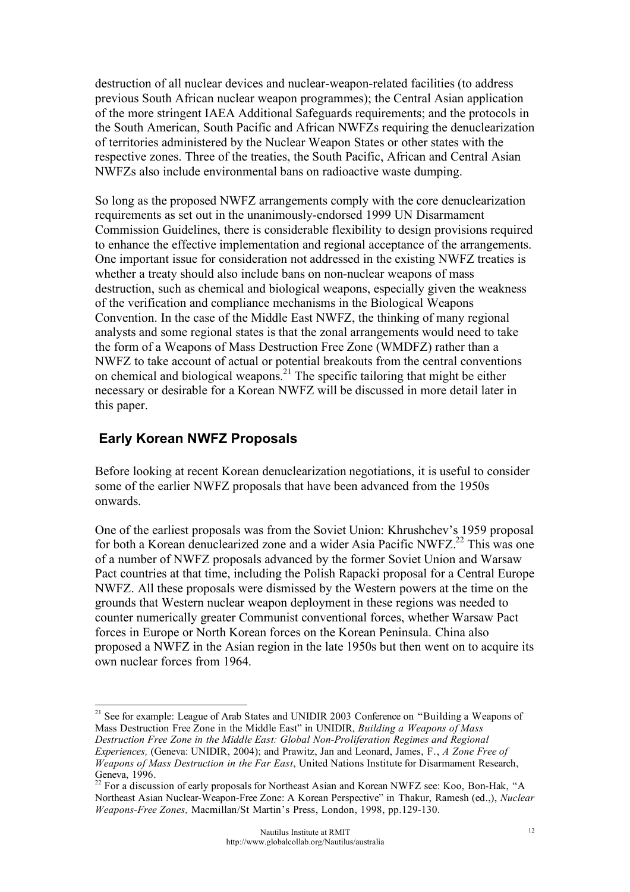destruction of all nuclear devices and nuclear-weapon-related facilities (to address previous South African nuclear weapon programmes); the Central Asian application of the more stringent IAEA Additional Safeguards requirements; and the protocols in the South American, South Pacific and African NWFZs requiring the denuclearization of territories administered by the Nuclear Weapon States or other states with the respective zones. Three of the treaties, the South Pacific, African and Central Asian NWFZs also include environmental bans on radioactive waste dumping.

So long as the proposed NWFZ arrangements comply with the core denuclearization requirements as set out in the unanimously-endorsed 1999 UN Disarmament Commission Guidelines, there is considerable flexibility to design provisions required to enhance the effective implementation and regional acceptance of the arrangements. One important issue for consideration not addressed in the existing NWFZ treaties is whether a treaty should also include bans on non-nuclear weapons of mass destruction, such as chemical and biological weapons, especially given the weakness of the verification and compliance mechanisms in the Biological Weapons Convention. In the case of the Middle East NWFZ, the thinking of many regional analysts and some regional states is that the zonal arrangements would need to take the form of a Weapons of Mass Destruction Free Zone (WMDFZ) rather than a NWFZ to take account of actual or potential breakouts from the central conventions on chemical and biological weapons.[21] The specific tailoring that might be either necessary or desirable for a Korean NWFZ will be discussed in more detail later in this paper.

## Early Korean NWFZ Proposals

Before looking at recent Korean denuclearization negotiations, it is useful to consider some of the earlier NWFZ proposals that have been advanced from the 1950s onwards.

One of the earliest proposals was from the Soviet Union: Khrushchev's 1959 proposal for both a Korean denuclearized zone and a wider Asia Pacific NWFZ.[22] This was one of a number of NWFZ proposals advanced by the former Soviet Union and Warsaw Pact countries at that time, including the Polish Rapacki proposal for a Central Europe NWFZ. All these proposals were dismissed by the Western powers at the time on the grounds that Western nuclear weapon deployment in these regions was needed to counter numerically greater Communist conventional forces, whether Warsaw Pact forces in Europe or North Korean forces on the Korean Peninsula. China also proposed a NWFZ in the Asian region in the late 1950s but then went on to acquire its own nuclear forces from 1964.

---

[21] See for example: League of Arab States and UNIDIR 2003 Conference on "Building a Weapons of Mass Destruction Free Zone in the Middle East" in UNIDIR, *Building a Weapons of Mass Destruction Free Zone in the Middle East: Global Non-Proliferation Regimes and Regional Experiences,* (Geneva: UNIDIR, 2004); and Prawitz, Jan and Leonard, James, F., *A Zone Free of Weapons of Mass Destruction in the Far East*, United Nations Institute for Disarmament Research, Geneva, 1996.

[22] For a discussion of early proposals for Northeast Asian and Korean NWFZ see: Koo, Bon-Hak, "A Northeast Asian Nuclear-Weapon-Free Zone: A Korean Perspective" in Thakur, Ramesh (ed.,), *Nuclear Weapons-Free Zones,* Macmillan/St Martin's Press, London, 1998, pp.129-130.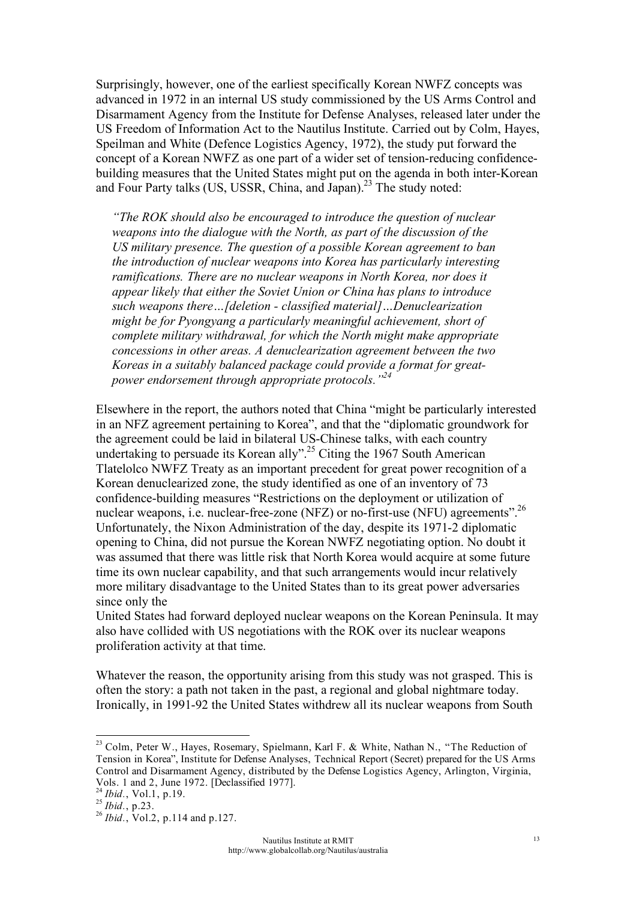Surprisingly, however, one of the earliest specifically Korean NWFZ concepts was advanced in 1972 in an internal US study commissioned by the US Arms Control and Disarmament Agency from the Institute for Defense Analyses, released later under the US Freedom of Information Act to the Nautilus Institute. Carried out by Colm, Hayes, Speilman and White (Defence Logistics Agency, 1972), the study put forward the concept of a Korean NWFZ as one part of a wider set of tension-reducing confidence-building measures that the United States might put on the agenda in both inter-Korean and Four Party talks (US, USSR, China, and Japan).[23] The study noted:

> *"The ROK should also be encouraged to introduce the question of nuclear weapons into the dialogue with the North, as part of the discussion of the US military presence. The question of a possible Korean agreement to ban the introduction of nuclear weapons into Korea has particularly interesting ramifications. There are no nuclear weapons in North Korea, nor does it appear likely that either the Soviet Union or China has plans to introduce such weapons there…[deletion - classified material]…Denuclearization might be for Pyongyang a particularly meaningful achievement, short of complete military withdrawal, for which the North might make appropriate concessions in other areas. A denuclearization agreement between the two Koreas in a suitably balanced package could provide a format for great-power endorsement through appropriate protocols."*[24]

Elsewhere in the report, the authors noted that China "might be particularly interested in an NFZ agreement pertaining to Korea", and that the "diplomatic groundwork for the agreement could be laid in bilateral US-Chinese talks, with each country undertaking to persuade its Korean ally".[25] Citing the 1967 South American Tlatelolco NWFZ Treaty as an important precedent for great power recognition of a Korean denuclearized zone, the study identified as one of an inventory of 73 confidence-building measures "Restrictions on the deployment or utilization of nuclear weapons, i.e. nuclear-free-zone (NFZ) or no-first-use (NFU) agreements".[26] Unfortunately, the Nixon Administration of the day, despite its 1971-2 diplomatic opening to China, did not pursue the Korean NWFZ negotiating option. No doubt it was assumed that there was little risk that North Korea would acquire at some future time its own nuclear capability, and that such arrangements would incur relatively more military disadvantage to the United States than to its great power adversaries since only the United States had forward deployed nuclear weapons on the Korean Peninsula. It may also have collided with US negotiations with the ROK over its nuclear weapons proliferation activity at that time.

Whatever the reason, the opportunity arising from this study was not grasped. This is often the story: a path not taken in the past, a regional and global nightmare today. Ironically, in 1991-92 the United States withdrew all its nuclear weapons from South

---

[23] Colm, Peter W., Hayes, Rosemary, Spielmann, Karl F. & White, Nathan N., "The Reduction of Tension in Korea", Institute for Defense Analyses, Technical Report (Secret) prepared for the US Arms Control and Disarmament Agency, distributed by the Defense Logistics Agency, Arlington, Virginia, Vols. 1 and 2, June 1972. [Declassified 1977].

[24] *Ibid.*, Vol.1, p.19.

[25] *Ibid.*, p.23.

[26] *Ibid.*, Vol.2, p.114 and p.127.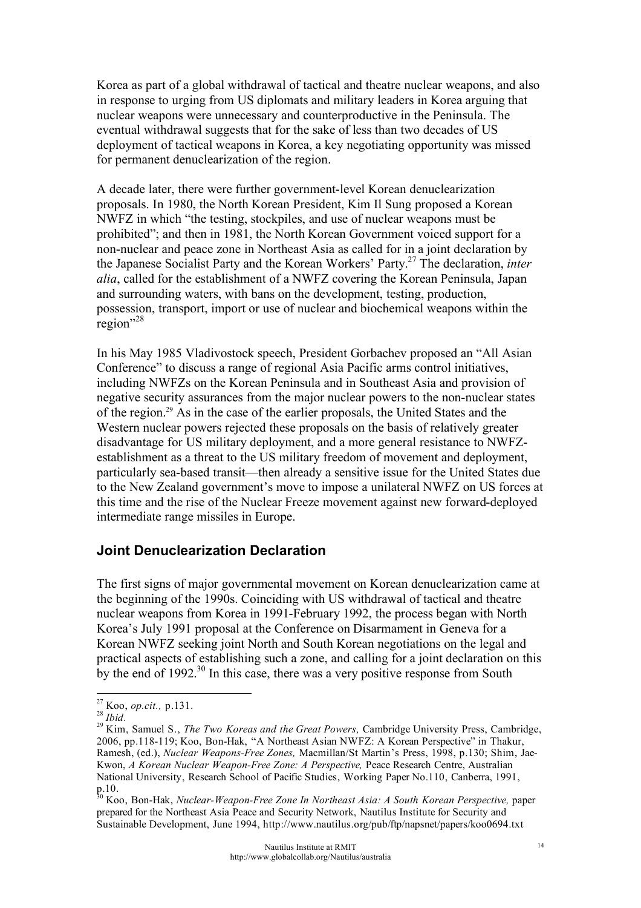Korea as part of a global withdrawal of tactical and theatre nuclear weapons, and also in response to urging from US diplomats and military leaders in Korea arguing that nuclear weapons were unnecessary and counterproductive in the Peninsula. The eventual withdrawal suggests that for the sake of less than two decades of US deployment of tactical weapons in Korea, a key negotiating opportunity was missed for permanent denuclearization of the region.

A decade later, there were further government-level Korean denuclearization proposals. In 1980, the North Korean President, Kim Il Sung proposed a Korean NWFZ in which "the testing, stockpiles, and use of nuclear weapons must be prohibited"; and then in 1981, the North Korean Government voiced support for a non-nuclear and peace zone in Northeast Asia as called for in a joint declaration by the Japanese Socialist Party and the Korean Workers' Party.[27] The declaration, *inter alia*, called for the establishment of a NWFZ covering the Korean Peninsula, Japan and surrounding waters, with bans on the development, testing, production, possession, transport, import or use of nuclear and biochemical weapons within the region"[28]

In his May 1985 Vladivostock speech, President Gorbachev proposed an "All Asian Conference" to discuss a range of regional Asia Pacific arms control initiatives, including NWFZs on the Korean Peninsula and in Southeast Asia and provision of negative security assurances from the major nuclear powers to the non-nuclear states of the region.[29] As in the case of the earlier proposals, the United States and the Western nuclear powers rejected these proposals on the basis of relatively greater disadvantage for US military deployment, and a more general resistance to NWFZ-establishment as a threat to the US military freedom of movement and deployment, particularly sea-based transit—then already a sensitive issue for the United States due to the New Zealand government's move to impose a unilateral NWFZ on US forces at this time and the rise of the Nuclear Freeze movement against new forward-deployed intermediate range missiles in Europe.

## Joint Denuclearization Declaration

The first signs of major governmental movement on Korean denuclearization came at the beginning of the 1990s. Coinciding with US withdrawal of tactical and theatre nuclear weapons from Korea in 1991-February 1992, the process began with North Korea's July 1991 proposal at the Conference on Disarmament in Geneva for a Korean NWFZ seeking joint North and South Korean negotiations on the legal and practical aspects of establishing such a zone, and calling for a joint declaration on this by the end of 1992.[30] In this case, there was a very positive response from South

---

[27] Koo, *op.cit.,* p.131.

[28] *Ibid.*

[29] Kim, Samuel S., *The Two Koreas and the Great Powers,* Cambridge University Press, Cambridge, 2006, pp.118-119; Koo, Bon-Hak, "A Northeast Asian NWFZ: A Korean Perspective" in Thakur, Ramesh, (ed.), *Nuclear Weapons-Free Zones,* Macmillan/St Martin's Press, 1998, p.130; Shim, Jae-Kwon, *A Korean Nuclear Weapon-Free Zone: A Perspective,* Peace Research Centre, Australian National University, Research School of Pacific Studies, Working Paper No.110, Canberra, 1991, p.10.

[30] Koo, Bon-Hak, *Nuclear-Weapon-Free Zone In Northeast Asia: A South Korean Perspective,* paper prepared for the Northeast Asia Peace and Security Network, Nautilus Institute for Security and Sustainable Development, June 1994, http://www.nautilus.org/pub/ftp/napsnet/papers/koo0694.txt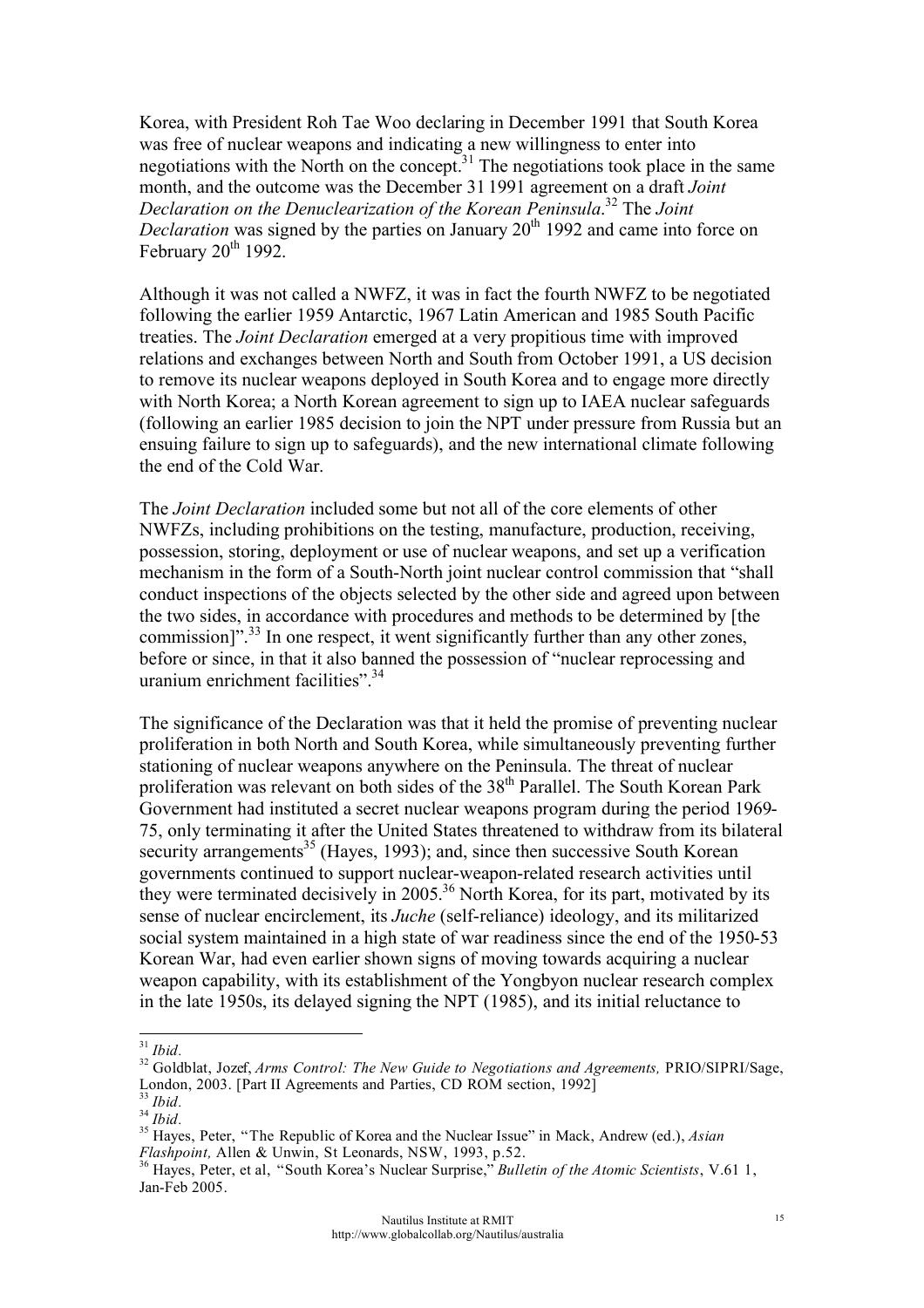Korea, with President Roh Tae Woo declaring in December 1991 that South Korea was free of nuclear weapons and indicating a new willingness to enter into negotiations with the North on the concept.[31] The negotiations took place in the same month, and the outcome was the December 31 1991 agreement on a draft *Joint Declaration on the Denuclearization of the Korean Peninsula*.[32] The *Joint Declaration* was signed by the parties on January 20th 1992 and came into force on February 20th 1992.

Although it was not called a NWFZ, it was in fact the fourth NWFZ to be negotiated following the earlier 1959 Antarctic, 1967 Latin American and 1985 South Pacific treaties. The *Joint Declaration* emerged at a very propitious time with improved relations and exchanges between North and South from October 1991, a US decision to remove its nuclear weapons deployed in South Korea and to engage more directly with North Korea; a North Korean agreement to sign up to IAEA nuclear safeguards (following an earlier 1985 decision to join the NPT under pressure from Russia but an ensuing failure to sign up to safeguards), and the new international climate following the end of the Cold War.

The *Joint Declaration* included some but not all of the core elements of other NWFZs, including prohibitions on the testing, manufacture, production, receiving, possession, storing, deployment or use of nuclear weapons, and set up a verification mechanism in the form of a South-North joint nuclear control commission that "shall conduct inspections of the objects selected by the other side and agreed upon between the two sides, in accordance with procedures and methods to be determined by [the commission]".[33] In one respect, it went significantly further than any other zones, before or since, in that it also banned the possession of "nuclear reprocessing and uranium enrichment facilities".[34]

The significance of the Declaration was that it held the promise of preventing nuclear proliferation in both North and South Korea, while simultaneously preventing further stationing of nuclear weapons anywhere on the Peninsula. The threat of nuclear proliferation was relevant on both sides of the 38th Parallel. The South Korean Park Government had instituted a secret nuclear weapons program during the period 1969-75, only terminating it after the United States threatened to withdraw from its bilateral security arrangements[35] (Hayes, 1993); and, since then successive South Korean governments continued to support nuclear-weapon-related research activities until they were terminated decisively in 2005.[36] North Korea, for its part, motivated by its sense of nuclear encirclement, its *Juche* (self-reliance) ideology, and its militarized social system maintained in a high state of war readiness since the end of the 1950-53 Korean War, had even earlier shown signs of moving towards acquiring a nuclear weapon capability, with its establishment of the Yongbyon nuclear research complex in the late 1950s, its delayed signing the NPT (1985), and its initial reluctance to

---

[31] *Ibid.*

[32] Goldblat, Jozef, *Arms Control: The New Guide to Negotiations and Agreements,* PRIO/SIPRI/Sage, London, 2003. [Part II Agreements and Parties, CD ROM section, 1992]

[33] *Ibid.*

[34] *Ibid.*

[35] Hayes, Peter, "The Republic of Korea and the Nuclear Issue" in Mack, Andrew (ed.), *Asian Flashpoint,* Allen & Unwin, St Leonards, NSW, 1993, p.52.

[36] Hayes, Peter, et al, "South Korea's Nuclear Surprise," *Bulletin of the Atomic Scientists*, V.61 1, Jan-Feb 2005.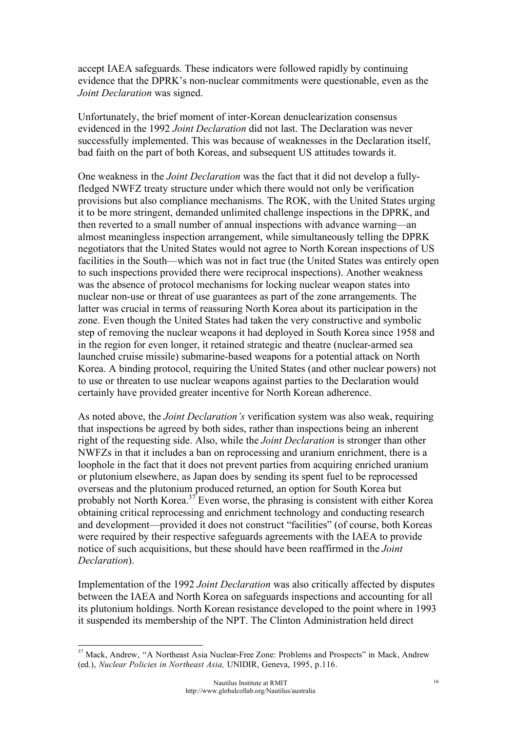accept IAEA safeguards. These indicators were followed rapidly by continuing evidence that the DPRK's non-nuclear commitments were questionable, even as the *Joint Declaration* was signed.

Unfortunately, the brief moment of inter-Korean denuclearization consensus evidenced in the 1992 *Joint Declaration* did not last. The Declaration was never successfully implemented. This was because of weaknesses in the Declaration itself, bad faith on the part of both Koreas, and subsequent US attitudes towards it.

One weakness in the *Joint Declaration* was the fact that it did not develop a fully-fledged NWFZ treaty structure under which there would not only be verification provisions but also compliance mechanisms. The ROK, with the United States urging it to be more stringent, demanded unlimited challenge inspections in the DPRK, and then reverted to a small number of annual inspections with advance warning—an almost meaningless inspection arrangement, while simultaneously telling the DPRK negotiators that the United States would not agree to North Korean inspections of US facilities in the South—which was not in fact true (the United States was entirely open to such inspections provided there were reciprocal inspections). Another weakness was the absence of protocol mechanisms for locking nuclear weapon states into nuclear non-use or threat of use guarantees as part of the zone arrangements. The latter was crucial in terms of reassuring North Korea about its participation in the zone. Even though the United States had taken the very constructive and symbolic step of removing the nuclear weapons it had deployed in South Korea since 1958 and in the region for even longer, it retained strategic and theatre (nuclear-armed sea launched cruise missile) submarine-based weapons for a potential attack on North Korea. A binding protocol, requiring the United States (and other nuclear powers) not to use or threaten to use nuclear weapons against parties to the Declaration would certainly have provided greater incentive for North Korean adherence.

As noted above, the *Joint Declaration's* verification system was also weak, requiring that inspections be agreed by both sides, rather than inspections being an inherent right of the requesting side. Also, while the *Joint Declaration* is stronger than other NWFZs in that it includes a ban on reprocessing and uranium enrichment, there is a loophole in the fact that it does not prevent parties from acquiring enriched uranium or plutonium elsewhere, as Japan does by sending its spent fuel to be reprocessed overseas and the plutonium produced returned, an option for South Korea but probably not North Korea.[37] Even worse, the phrasing is consistent with either Korea obtaining critical reprocessing and enrichment technology and conducting research and development—provided it does not construct "facilities" (of course, both Koreas were required by their respective safeguards agreements with the IAEA to provide notice of such acquisitions, but these should have been reaffirmed in the *Joint Declaration*).

Implementation of the 1992 *Joint Declaration* was also critically affected by disputes between the IAEA and North Korea on safeguards inspections and accounting for all its plutonium holdings. North Korean resistance developed to the point where in 1993 it suspended its membership of the NPT. The Clinton Administration held direct

[37] Mack, Andrew, "A Northeast Asia Nuclear-Free Zone: Problems and Prospects" in Mack, Andrew (ed.), *Nuclear Policies in Northeast Asia,* UNIDIR, Geneva, 1995, p.116.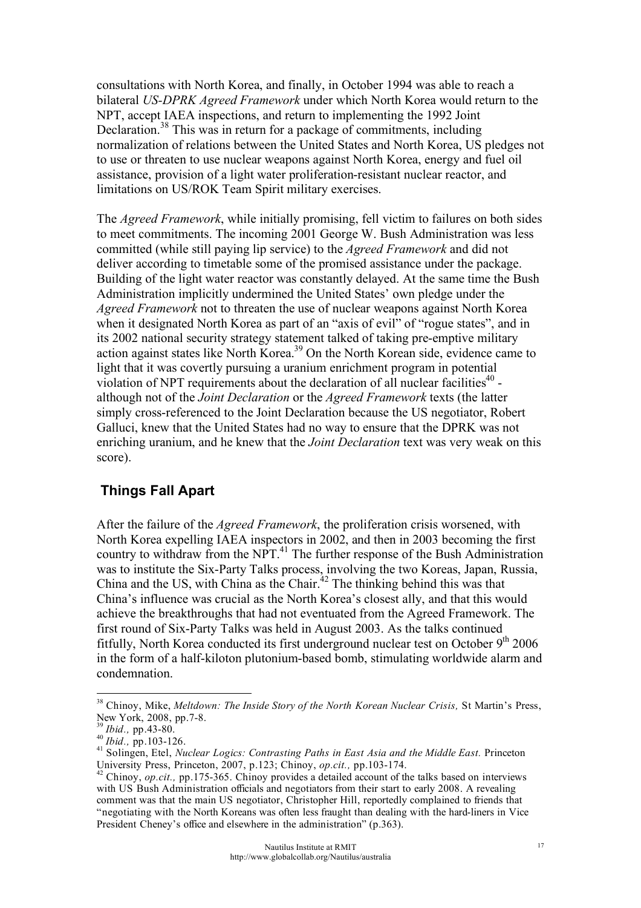consultations with North Korea, and finally, in October 1994 was able to reach a bilateral *US-DPRK Agreed Framework* under which North Korea would return to the NPT, accept IAEA inspections, and return to implementing the 1992 Joint Declaration.[38] This was in return for a package of commitments, including normalization of relations between the United States and North Korea, US pledges not to use or threaten to use nuclear weapons against North Korea, energy and fuel oil assistance, provision of a light water proliferation-resistant nuclear reactor, and limitations on US/ROK Team Spirit military exercises.

The *Agreed Framework*, while initially promising, fell victim to failures on both sides to meet commitments. The incoming 2001 George W. Bush Administration was less committed (while still paying lip service) to the *Agreed Framework* and did not deliver according to timetable some of the promised assistance under the package. Building of the light water reactor was constantly delayed. At the same time the Bush Administration implicitly undermined the United States' own pledge under the *Agreed Framework* not to threaten the use of nuclear weapons against North Korea when it designated North Korea as part of an "axis of evil" of "rogue states", and in its 2002 national security strategy statement talked of taking pre-emptive military action against states like North Korea.[39] On the North Korean side, evidence came to light that it was covertly pursuing a uranium enrichment program in potential violation of NPT requirements about the declaration of all nuclear facilities[40] - although not of the *Joint Declaration* or the *Agreed Framework* texts (the latter simply cross-referenced to the Joint Declaration because the US negotiator, Robert Galluci, knew that the United States had no way to ensure that the DPRK was not enriching uranium, and he knew that the *Joint Declaration* text was very weak on this score).

## Things Fall Apart

After the failure of the *Agreed Framework*, the proliferation crisis worsened, with North Korea expelling IAEA inspectors in 2002, and then in 2003 becoming the first country to withdraw from the NPT.[41] The further response of the Bush Administration was to institute the Six-Party Talks process, involving the two Koreas, Japan, Russia, China and the US, with China as the Chair.[42] The thinking behind this was that China's influence was crucial as the North Korea's closest ally, and that this would achieve the breakthroughs that had not eventuated from the Agreed Framework. The first round of Six-Party Talks was held in August 2003. As the talks continued fitfully, North Korea conducted its first underground nuclear test on October 9th 2006 in the form of a half-kiloton plutonium-based bomb, stimulating worldwide alarm and condemnation.

---

[38] Chinoy, Mike, *Meltdown: The Inside Story of the North Korean Nuclear Crisis,* St Martin's Press, New York, 2008, pp.7-8.

[39] *Ibid.,* pp.43-80.

[40] *Ibid.,* pp.103-126.

[41] Solingen, Etel, *Nuclear Logics: Contrasting Paths in East Asia and the Middle East.* Princeton University Press, Princeton, 2007, p.123; Chinoy, *op.cit.,* pp.103-174.

[42] Chinoy, *op.cit.,* pp.175-365. Chinoy provides a detailed account of the talks based on interviews with US Bush Administration officials and negotiators from their start to early 2008. A revealing comment was that the main US negotiator, Christopher Hill, reportedly complained to friends that "negotiating with the North Koreans was often less fraught than dealing with the hard-liners in Vice President Cheney's office and elsewhere in the administration" (p.363).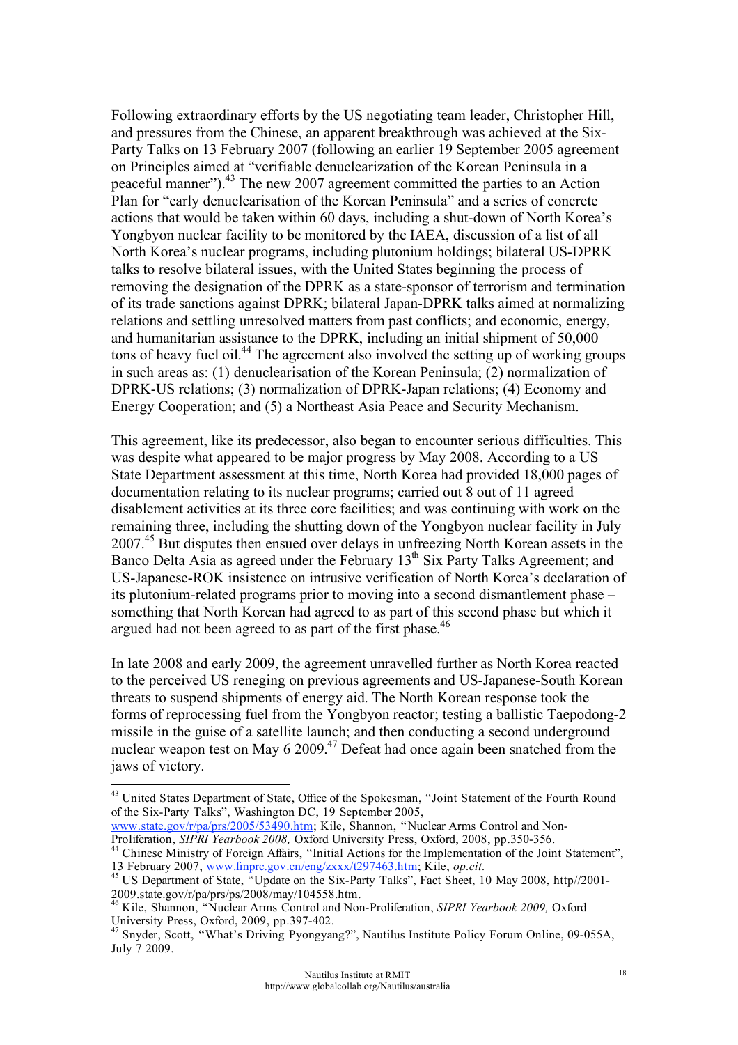Following extraordinary efforts by the US negotiating team leader, Christopher Hill, and pressures from the Chinese, an apparent breakthrough was achieved at the Six-Party Talks on 13 February 2007 (following an earlier 19 September 2005 agreement on Principles aimed at "verifiable denuclearization of the Korean Peninsula in a peaceful manner").[43] The new 2007 agreement committed the parties to an Action Plan for "early denuclearisation of the Korean Peninsula" and a series of concrete actions that would be taken within 60 days, including a shut-down of North Korea's Yongbyon nuclear facility to be monitored by the IAEA, discussion of a list of all North Korea's nuclear programs, including plutonium holdings; bilateral US-DPRK talks to resolve bilateral issues, with the United States beginning the process of removing the designation of the DPRK as a state-sponsor of terrorism and termination of its trade sanctions against DPRK; bilateral Japan-DPRK talks aimed at normalizing relations and settling unresolved matters from past conflicts; and economic, energy, and humanitarian assistance to the DPRK, including an initial shipment of 50,000 tons of heavy fuel oil.[44] The agreement also involved the setting up of working groups in such areas as: (1) denuclearisation of the Korean Peninsula; (2) normalization of DPRK-US relations; (3) normalization of DPRK-Japan relations; (4) Economy and Energy Cooperation; and (5) a Northeast Asia Peace and Security Mechanism.

This agreement, like its predecessor, also began to encounter serious difficulties. This was despite what appeared to be major progress by May 2008. According to a US State Department assessment at this time, North Korea had provided 18,000 pages of documentation relating to its nuclear programs; carried out 8 out of 11 agreed disablement activities at its three core facilities; and was continuing with work on the remaining three, including the shutting down of the Yongbyon nuclear facility in July 2007.[45] But disputes then ensued over delays in unfreezing North Korean assets in the Banco Delta Asia as agreed under the February 13th Six Party Talks Agreement; and US-Japanese-ROK insistence on intrusive verification of North Korea's declaration of its plutonium-related programs prior to moving into a second dismantlement phase – something that North Korean had agreed to as part of this second phase but which it argued had not been agreed to as part of the first phase.[46]

In late 2008 and early 2009, the agreement unravelled further as North Korea reacted to the perceived US reneging on previous agreements and US-Japanese-South Korean threats to suspend shipments of energy aid. The North Korean response took the forms of reprocessing fuel from the Yongbyon reactor; testing a ballistic Taepodong-2 missile in the guise of a satellite launch; and then conducting a second underground nuclear weapon test on May 6 2009.[47] Defeat had once again been snatched from the jaws of victory.

---

[43] United States Department of State, Office of the Spokesman, "Joint Statement of the Fourth Round of the Six-Party Talks", Washington DC, 19 September 2005, www.state.gov/r/pa/prs/2005/53490.htm; Kile, Shannon, "Nuclear Arms Control and Non-Proliferation, *SIPRI Yearbook 2008,* Oxford University Press, Oxford, 2008, pp.350-356.

[44] Chinese Ministry of Foreign Affairs, "Initial Actions for the Implementation of the Joint Statement", 13 February 2007, www.fmprc.gov.cn/eng/zxxx/t297463.htm; Kile, *op.cit.*

[45] US Department of State, "Update on the Six-Party Talks", Fact Sheet, 10 May 2008, http//2001-2009.state.gov/r/pa/prs/ps/2008/may/104558.htm.

[46] Kile, Shannon, "Nuclear Arms Control and Non-Proliferation, *SIPRI Yearbook 2009,* Oxford University Press, Oxford, 2009, pp.397-402.

[47] Snyder, Scott, "What's Driving Pyongyang?", Nautilus Institute Policy Forum Online, 09-055A, July 7 2009.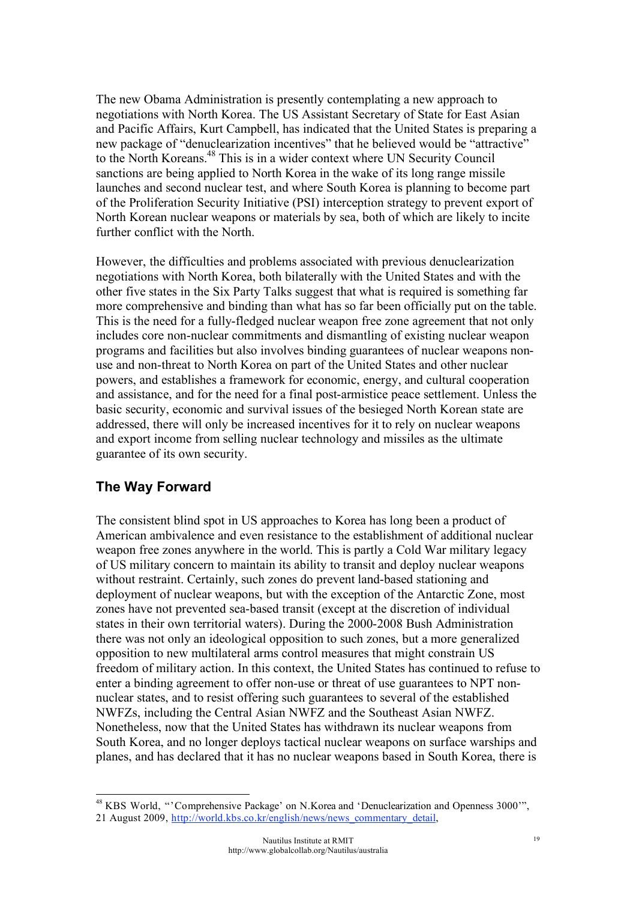The new Obama Administration is presently contemplating a new approach to negotiations with North Korea. The US Assistant Secretary of State for East Asian and Pacific Affairs, Kurt Campbell, has indicated that the United States is preparing a new package of "denuclearization incentives" that he believed would be "attractive" to the North Koreans.[48] This is in a wider context where UN Security Council sanctions are being applied to North Korea in the wake of its long range missile launches and second nuclear test, and where South Korea is planning to become part of the Proliferation Security Initiative (PSI) interception strategy to prevent export of North Korean nuclear weapons or materials by sea, both of which are likely to incite further conflict with the North.

However, the difficulties and problems associated with previous denuclearization negotiations with North Korea, both bilaterally with the United States and with the other five states in the Six Party Talks suggest that what is required is something far more comprehensive and binding than what has so far been officially put on the table. This is the need for a fully-fledged nuclear weapon free zone agreement that not only includes core non-nuclear commitments and dismantling of existing nuclear weapon programs and facilities but also involves binding guarantees of nuclear weapons non-use and non-threat to North Korea on part of the United States and other nuclear powers, and establishes a framework for economic, energy, and cultural cooperation and assistance, and for the need for a final post-armistice peace settlement. Unless the basic security, economic and survival issues of the besieged North Korean state are addressed, there will only be increased incentives for it to rely on nuclear weapons and export income from selling nuclear technology and missiles as the ultimate guarantee of its own security.

## The Way Forward

The consistent blind spot in US approaches to Korea has long been a product of American ambivalence and even resistance to the establishment of additional nuclear weapon free zones anywhere in the world. This is partly a Cold War military legacy of US military concern to maintain its ability to transit and deploy nuclear weapons without restraint. Certainly, such zones do prevent land-based stationing and deployment of nuclear weapons, but with the exception of the Antarctic Zone, most zones have not prevented sea-based transit (except at the discretion of individual states in their own territorial waters). During the 2000-2008 Bush Administration there was not only an ideological opposition to such zones, but a more generalized opposition to new multilateral arms control measures that might constrain US freedom of military action. In this context, the United States has continued to refuse to enter a binding agreement to offer non-use or threat of use guarantees to NPT non-nuclear states, and to resist offering such guarantees to several of the established NWFZs, including the Central Asian NWFZ and the Southeast Asian NWFZ. Nonetheless, now that the United States has withdrawn its nuclear weapons from South Korea, and no longer deploys tactical nuclear weapons on surface warships and planes, and has declared that it has no nuclear weapons based in South Korea, there is

---

[48] KBS World, "'Comprehensive Package' on N.Korea and 'Denuclearization and Openness 3000'", 21 August 2009, http://world.kbs.co.kr/english/news/news_commentary_detail,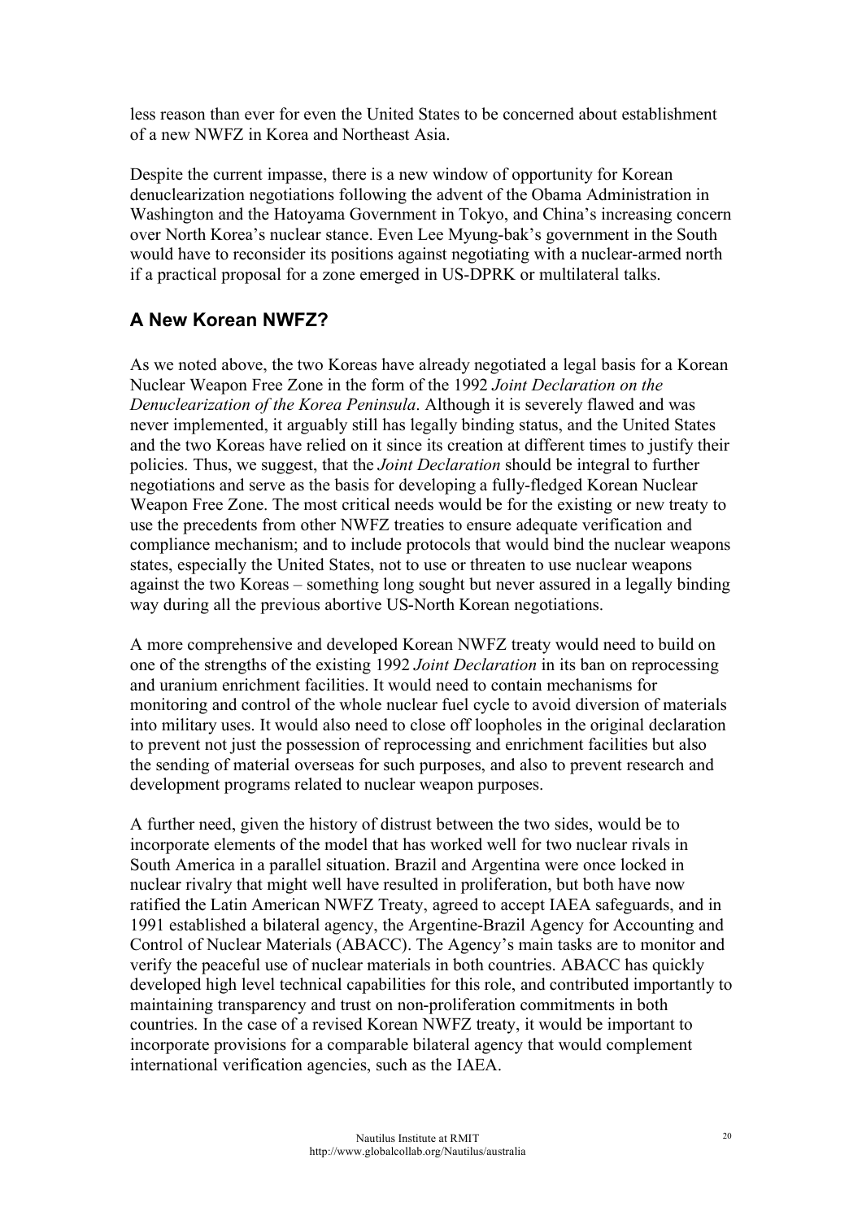less reason than ever for even the United States to be concerned about establishment of a new NWFZ in Korea and Northeast Asia.

Despite the current impasse, there is a new window of opportunity for Korean denuclearization negotiations following the advent of the Obama Administration in Washington and the Hatoyama Government in Tokyo, and China's increasing concern over North Korea's nuclear stance. Even Lee Myung-bak's government in the South would have to reconsider its positions against negotiating with a nuclear-armed north if a practical proposal for a zone emerged in US-DPRK or multilateral talks.

## A New Korean NWFZ?

As we noted above, the two Koreas have already negotiated a legal basis for a Korean Nuclear Weapon Free Zone in the form of the 1992 *Joint Declaration on the Denuclearization of the Korea Peninsula*. Although it is severely flawed and was never implemented, it arguably still has legally binding status, and the United States and the two Koreas have relied on it since its creation at different times to justify their policies. Thus, we suggest, that the *Joint Declaration* should be integral to further negotiations and serve as the basis for developing a fully-fledged Korean Nuclear Weapon Free Zone. The most critical needs would be for the existing or new treaty to use the precedents from other NWFZ treaties to ensure adequate verification and compliance mechanism; and to include protocols that would bind the nuclear weapons states, especially the United States, not to use or threaten to use nuclear weapons against the two Koreas – something long sought but never assured in a legally binding way during all the previous abortive US-North Korean negotiations.

A more comprehensive and developed Korean NWFZ treaty would need to build on one of the strengths of the existing 1992 *Joint Declaration* in its ban on reprocessing and uranium enrichment facilities. It would need to contain mechanisms for monitoring and control of the whole nuclear fuel cycle to avoid diversion of materials into military uses. It would also need to close off loopholes in the original declaration to prevent not just the possession of reprocessing and enrichment facilities but also the sending of material overseas for such purposes, and also to prevent research and development programs related to nuclear weapon purposes.

A further need, given the history of distrust between the two sides, would be to incorporate elements of the model that has worked well for two nuclear rivals in South America in a parallel situation. Brazil and Argentina were once locked in nuclear rivalry that might well have resulted in proliferation, but both have now ratified the Latin American NWFZ Treaty, agreed to accept IAEA safeguards, and in 1991 established a bilateral agency, the Argentine-Brazil Agency for Accounting and Control of Nuclear Materials (ABACC). The Agency's main tasks are to monitor and verify the peaceful use of nuclear materials in both countries. ABACC has quickly developed high level technical capabilities for this role, and contributed importantly to maintaining transparency and trust on non-proliferation commitments in both countries. In the case of a revised Korean NWFZ treaty, it would be important to incorporate provisions for a comparable bilateral agency that would complement international verification agencies, such as the IAEA.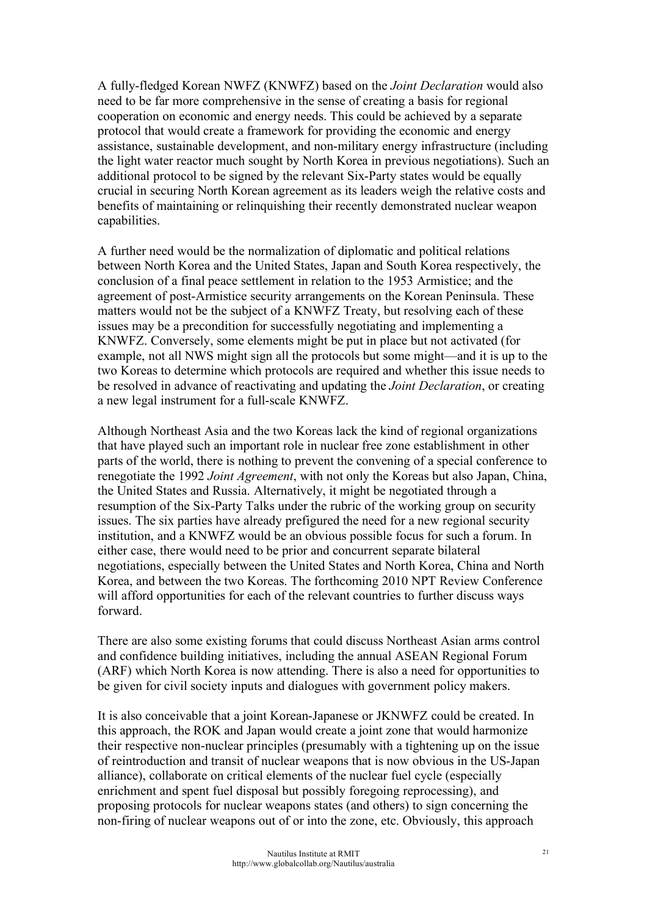A fully-fledged Korean NWFZ (KNWFZ) based on the *Joint Declaration* would also need to be far more comprehensive in the sense of creating a basis for regional cooperation on economic and energy needs. This could be achieved by a separate protocol that would create a framework for providing the economic and energy assistance, sustainable development, and non-military energy infrastructure (including the light water reactor much sought by North Korea in previous negotiations). Such an additional protocol to be signed by the relevant Six-Party states would be equally crucial in securing North Korean agreement as its leaders weigh the relative costs and benefits of maintaining or relinquishing their recently demonstrated nuclear weapon capabilities.

A further need would be the normalization of diplomatic and political relations between North Korea and the United States, Japan and South Korea respectively, the conclusion of a final peace settlement in relation to the 1953 Armistice; and the agreement of post-Armistice security arrangements on the Korean Peninsula. These matters would not be the subject of a KNWFZ Treaty, but resolving each of these issues may be a precondition for successfully negotiating and implementing a KNWFZ. Conversely, some elements might be put in place but not activated (for example, not all NWS might sign all the protocols but some might—and it is up to the two Koreas to determine which protocols are required and whether this issue needs to be resolved in advance of reactivating and updating the *Joint Declaration*, or creating a new legal instrument for a full-scale KNWFZ.

Although Northeast Asia and the two Koreas lack the kind of regional organizations that have played such an important role in nuclear free zone establishment in other parts of the world, there is nothing to prevent the convening of a special conference to renegotiate the 1992 *Joint Agreement*, with not only the Koreas but also Japan, China, the United States and Russia. Alternatively, it might be negotiated through a resumption of the Six-Party Talks under the rubric of the working group on security issues. The six parties have already prefigured the need for a new regional security institution, and a KNWFZ would be an obvious possible focus for such a forum. In either case, there would need to be prior and concurrent separate bilateral negotiations, especially between the United States and North Korea, China and North Korea, and between the two Koreas. The forthcoming 2010 NPT Review Conference will afford opportunities for each of the relevant countries to further discuss ways forward.

There are also some existing forums that could discuss Northeast Asian arms control and confidence building initiatives, including the annual ASEAN Regional Forum (ARF) which North Korea is now attending. There is also a need for opportunities to be given for civil society inputs and dialogues with government policy makers.

It is also conceivable that a joint Korean-Japanese or JKNWFZ could be created. In this approach, the ROK and Japan would create a joint zone that would harmonize their respective non-nuclear principles (presumably with a tightening up on the issue of reintroduction and transit of nuclear weapons that is now obvious in the US-Japan alliance), collaborate on critical elements of the nuclear fuel cycle (especially enrichment and spent fuel disposal but possibly foregoing reprocessing), and proposing protocols for nuclear weapons states (and others) to sign concerning the non-firing of nuclear weapons out of or into the zone, etc. Obviously, this approach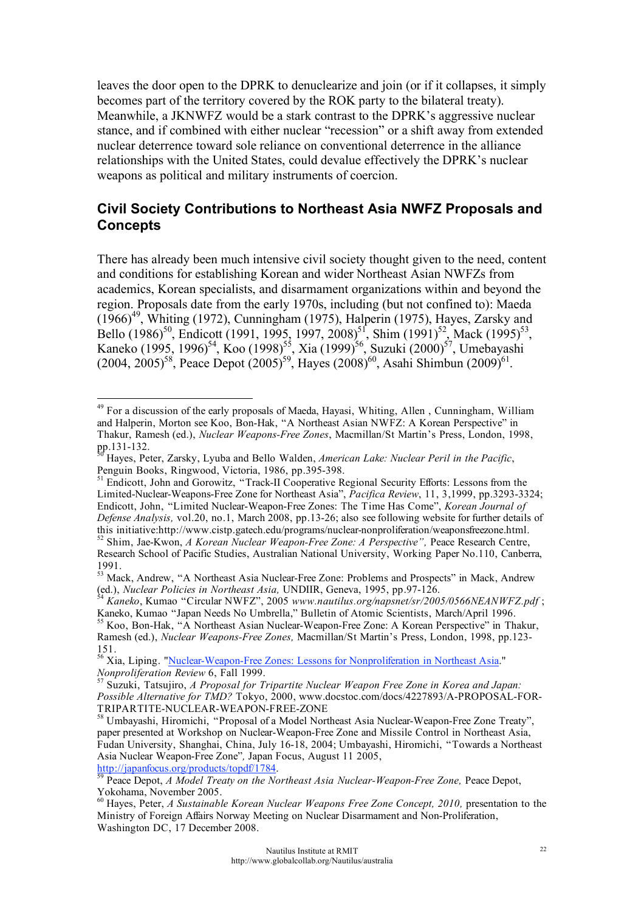leaves the door open to the DPRK to denuclearize and join (or if it collapses, it simply becomes part of the territory covered by the ROK party to the bilateral treaty). Meanwhile, a JKNWFZ would be a stark contrast to the DPRK's aggressive nuclear stance, and if combined with either nuclear "recession" or a shift away from extended nuclear deterrence toward sole reliance on conventional deterrence in the alliance relationships with the United States, could devalue effectively the DPRK's nuclear weapons as political and military instruments of coercion.

## Civil Society Contributions to Northeast Asia NWFZ Proposals and Concepts

There has already been much intensive civil society thought given to the need, content and conditions for establishing Korean and wider Northeast Asian NWFZs from academics, Korean specialists, and disarmament organizations within and beyond the region. Proposals date from the early 1970s, including (but not confined to): Maeda (1966)[49], Whiting (1972), Cunningham (1975), Halperin (1975), Hayes, Zarsky and Bello (1986)[50], Endicott (1991, 1995, 1997, 2008)[51], Shim (1991)[52], Mack (1995)[53], Kaneko (1995, 1996)[54], Koo (1998)[55], Xia (1999)[56], Suzuki (2000)[57], Umebayashi (2004, 2005)[58], Peace Depot (2005)[59], Hayes (2008)[60], Asahi Shimbun (2009)[61].

---

[49] For a discussion of the early proposals of Maeda, Hayasi, Whiting, Allen , Cunningham, William and Halperin, Morton see Koo, Bon-Hak, "A Northeast Asian NWFZ: A Korean Perspective" in Thakur, Ramesh (ed.), *Nuclear Weapons-Free Zones*, Macmillan/St Martin's Press, London, 1998, pp.131-132.

[50] Hayes, Peter, Zarsky, Lyuba and Bello Walden, *American Lake: Nuclear Peril in the Pacific*, Penguin Books, Ringwood, Victoria, 1986, pp.395-398.

[51] Endicott, John and Gorowitz, "Track-II Cooperative Regional Security Efforts: Lessons from the Limited-Nuclear-Weapons-Free Zone for Northeast Asia", *Pacifica Review*, 11, 3,1999, pp.3293-3324; Endicott, John, "Limited Nuclear-Weapon-Free Zones: The Time Has Come", *Korean Journal of Defense Analysis,* vol.20, no.1, March 2008, pp.13-26; also see following website for further details of this initiative:http://www.cistp.gatech.edu/programs/nuclear-nonproliferation/weaponsfreezone.html.

[52] Shim, Jae-Kwon, *A Korean Nuclear Weapon-Free Zone: A Perspective",* Peace Research Centre, Research School of Pacific Studies, Australian National University, Working Paper No.110, Canberra, 1991.

[53] Mack, Andrew, "A Northeast Asia Nuclear-Free Zone: Problems and Prospects" in Mack, Andrew (ed.), *Nuclear Policies in Northeast Asia,* UNDIIR, Geneva, 1995, pp.97-126.

[54] *Kaneko*, Kumao "Circular NWFZ", 2005 *www.nautilus.org/napsnet/sr/2005/0566NEANWFZ.pdf* ; Kaneko, Kumao "Japan Needs No Umbrella," Bulletin of Atomic Scientists, March/April 1996.

[55] Koo, Bon-Hak, "A Northeast Asian Nuclear-Weapon-Free Zone: A Korean Perspective" in Thakur, Ramesh (ed.), *Nuclear Weapons-Free Zones,* Macmillan/St Martin's Press, London, 1998, pp.123-151.

[56] Xia, Liping. "Nuclear-Weapon-Free Zones: Lessons for Nonproliferation in Northeast Asia." *Nonproliferation Review* 6, Fall 1999.

[57] Suzuki, Tatsujiro, *A Proposal for Tripartite Nuclear Weapon Free Zone in Korea and Japan: Possible Alternative for TMD?* Tokyo, 2000, www.docstoc.com/docs/4227893/A-PROPOSAL-FOR-TRIPARTITE-NUCLEAR-WEAPON-FREE-ZONE

[58] Umbayashi, Hiromichi, "Proposal of a Model Northeast Asia Nuclear-Weapon-Free Zone Treaty", paper presented at Workshop on Nuclear-Weapon-Free Zone and Missile Control in Northeast Asia, Fudan University, Shanghai, China, July 16-18, 2004; Umbayashi, Hiromichi, "Towards a Northeast Asia Nuclear Weapon-Free Zone"*,* Japan Focus, August 11 2005, http://japanfocus.org/products/topdf/1784.

[59] Peace Depot, *A Model Treaty on the Northeast Asia Nuclear-Weapon-Free Zone,* Peace Depot, Yokohama, November 2005.

[60] Hayes, Peter, *A Sustainable Korean Nuclear Weapons Free Zone Concept, 2010,* presentation to the Ministry of Foreign Affairs Norway Meeting on Nuclear Disarmament and Non-Proliferation, Washington DC, 17 December 2008.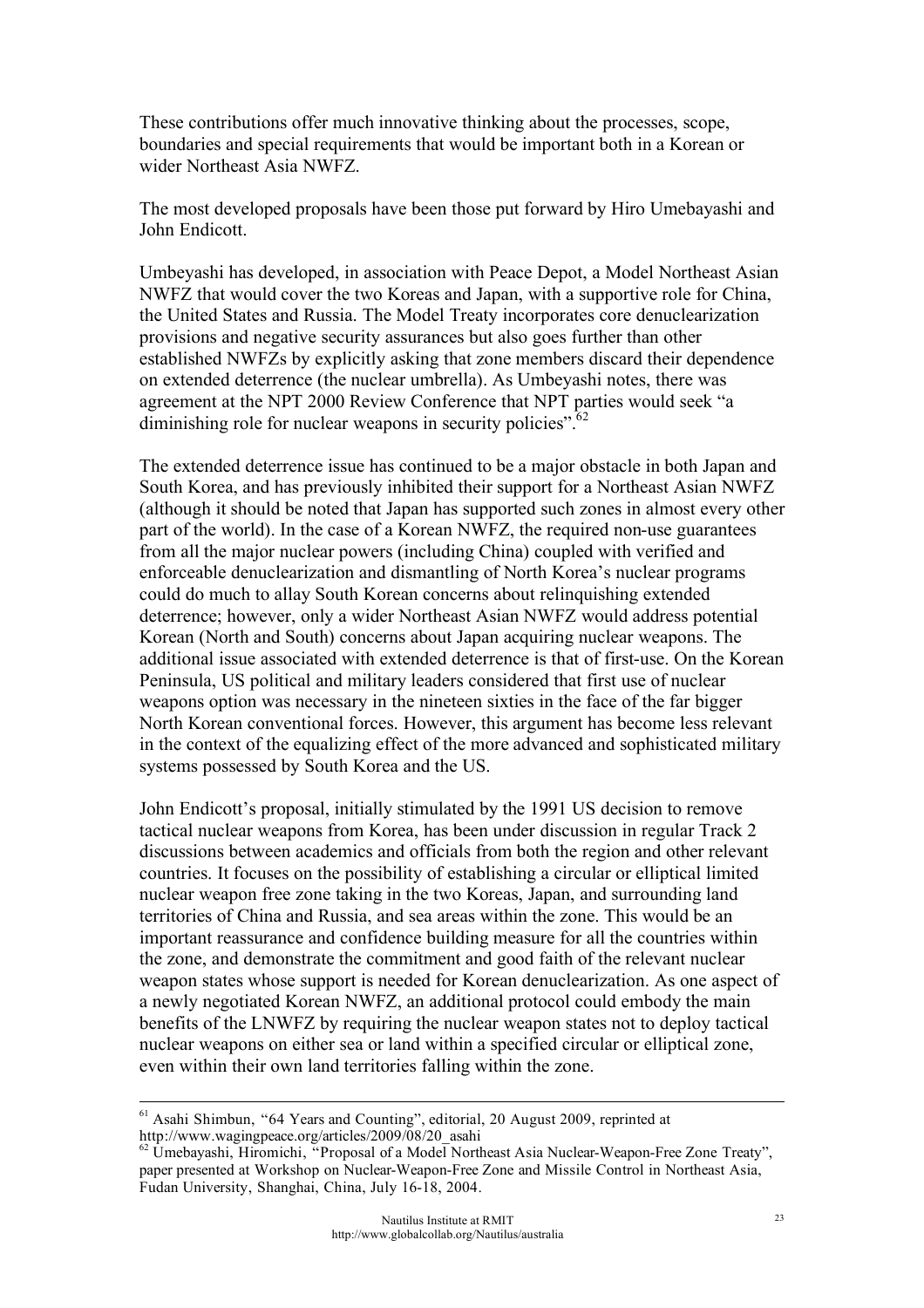These contributions offer much innovative thinking about the processes, scope, boundaries and special requirements that would be important both in a Korean or wider Northeast Asia NWFZ.

The most developed proposals have been those put forward by Hiro Umebayashi and John Endicott.

Umbeyashi has developed, in association with Peace Depot, a Model Northeast Asian NWFZ that would cover the two Koreas and Japan, with a supportive role for China, the United States and Russia. The Model Treaty incorporates core denuclearization provisions and negative security assurances but also goes further than other established NWFZs by explicitly asking that zone members discard their dependence on extended deterrence (the nuclear umbrella). As Umbeyashi notes, there was agreement at the NPT 2000 Review Conference that NPT parties would seek "a diminishing role for nuclear weapons in security policies".[62]

The extended deterrence issue has continued to be a major obstacle in both Japan and South Korea, and has previously inhibited their support for a Northeast Asian NWFZ (although it should be noted that Japan has supported such zones in almost every other part of the world). In the case of a Korean NWFZ, the required non-use guarantees from all the major nuclear powers (including China) coupled with verified and enforceable denuclearization and dismantling of North Korea's nuclear programs could do much to allay South Korean concerns about relinquishing extended deterrence; however, only a wider Northeast Asian NWFZ would address potential Korean (North and South) concerns about Japan acquiring nuclear weapons. The additional issue associated with extended deterrence is that of first-use. On the Korean Peninsula, US political and military leaders considered that first use of nuclear weapons option was necessary in the nineteen sixties in the face of the far bigger North Korean conventional forces. However, this argument has become less relevant in the context of the equalizing effect of the more advanced and sophisticated military systems possessed by South Korea and the US.

John Endicott's proposal, initially stimulated by the 1991 US decision to remove tactical nuclear weapons from Korea, has been under discussion in regular Track 2 discussions between academics and officials from both the region and other relevant countries. It focuses on the possibility of establishing a circular or elliptical limited nuclear weapon free zone taking in the two Koreas, Japan, and surrounding land territories of China and Russia, and sea areas within the zone. This would be an important reassurance and confidence building measure for all the countries within the zone, and demonstrate the commitment and good faith of the relevant nuclear weapon states whose support is needed for Korean denuclearization. As one aspect of a newly negotiated Korean NWFZ, an additional protocol could embody the main benefits of the LNWFZ by requiring the nuclear weapon states not to deploy tactical nuclear weapons on either sea or land within a specified circular or elliptical zone, even within their own land territories falling within the zone.

---

[61] Asahi Shimbun, "64 Years and Counting", editorial, 20 August 2009, reprinted at http://www.wagingpeace.org/articles/2009/08/20_asahi

[62] Umebayashi, Hiromichi, "Proposal of a Model Northeast Asia Nuclear-Weapon-Free Zone Treaty", paper presented at Workshop on Nuclear-Weapon-Free Zone and Missile Control in Northeast Asia, Fudan University, Shanghai, China, July 16-18, 2004.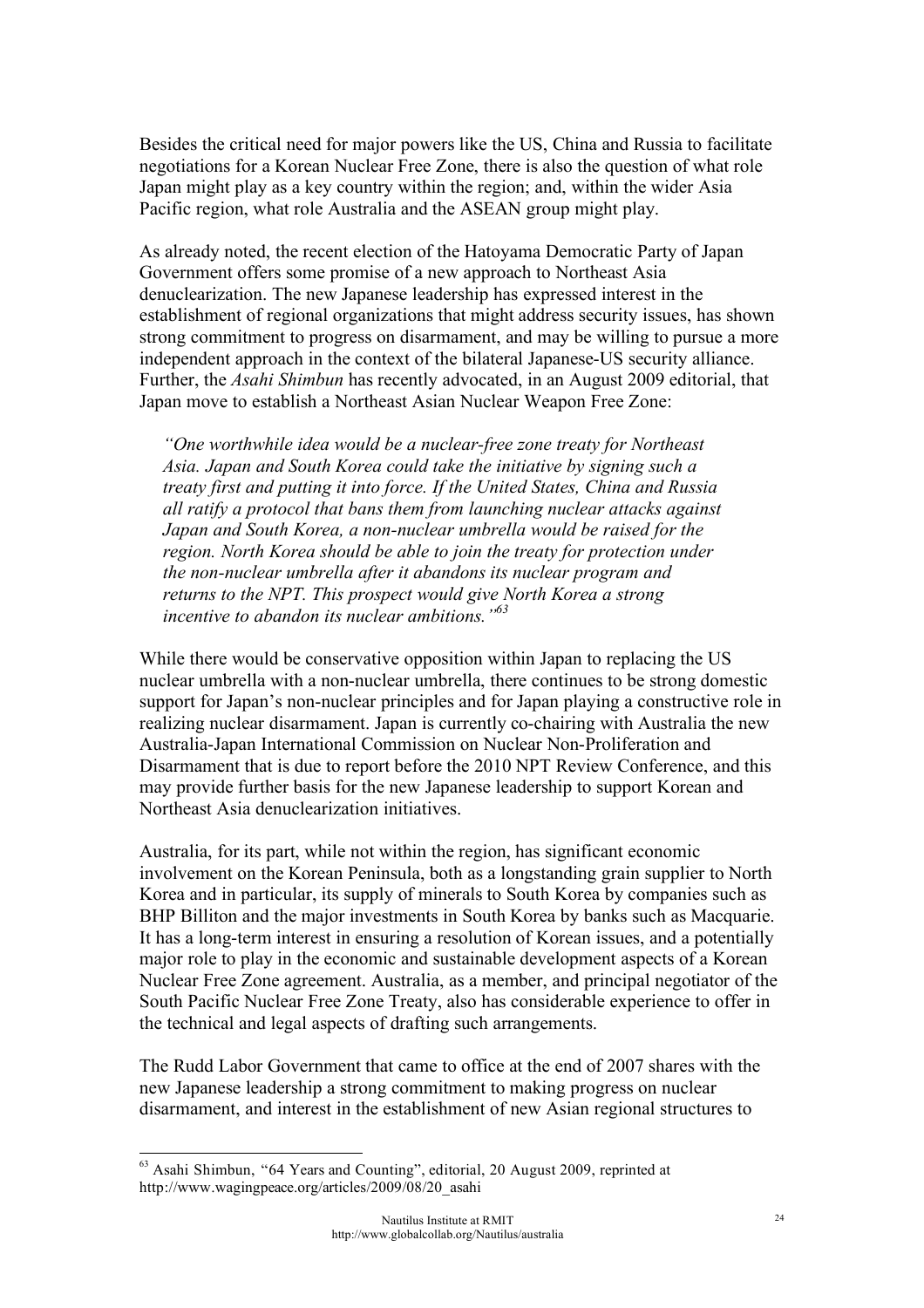Besides the critical need for major powers like the US, China and Russia to facilitate negotiations for a Korean Nuclear Free Zone, there is also the question of what role Japan might play as a key country within the region; and, within the wider Asia Pacific region, what role Australia and the ASEAN group might play.

As already noted, the recent election of the Hatoyama Democratic Party of Japan Government offers some promise of a new approach to Northeast Asia denuclearization. The new Japanese leadership has expressed interest in the establishment of regional organizations that might address security issues, has shown strong commitment to progress on disarmament, and may be willing to pursue a more independent approach in the context of the bilateral Japanese-US security alliance. Further, the *Asahi Shimbun* has recently advocated, in an August 2009 editorial, that Japan move to establish a Northeast Asian Nuclear Weapon Free Zone:

> *"One worthwhile idea would be a nuclear-free zone treaty for Northeast Asia. Japan and South Korea could take the initiative by signing such a treaty first and putting it into force. If the United States, China and Russia all ratify a protocol that bans them from launching nuclear attacks against Japan and South Korea, a non-nuclear umbrella would be raised for the region. North Korea should be able to join the treaty for protection under the non-nuclear umbrella after it abandons its nuclear program and returns to the NPT. This prospect would give North Korea a strong incentive to abandon its nuclear ambitions."*[63]

While there would be conservative opposition within Japan to replacing the US nuclear umbrella with a non-nuclear umbrella, there continues to be strong domestic support for Japan's non-nuclear principles and for Japan playing a constructive role in realizing nuclear disarmament. Japan is currently co-chairing with Australia the new Australia-Japan International Commission on Nuclear Non-Proliferation and Disarmament that is due to report before the 2010 NPT Review Conference, and this may provide further basis for the new Japanese leadership to support Korean and Northeast Asia denuclearization initiatives.

Australia, for its part, while not within the region, has significant economic involvement on the Korean Peninsula, both as a longstanding grain supplier to North Korea and in particular, its supply of minerals to South Korea by companies such as BHP Billiton and the major investments in South Korea by banks such as Macquarie. It has a long-term interest in ensuring a resolution of Korean issues, and a potentially major role to play in the economic and sustainable development aspects of a Korean Nuclear Free Zone agreement. Australia, as a member, and principal negotiator of the South Pacific Nuclear Free Zone Treaty, also has considerable experience to offer in the technical and legal aspects of drafting such arrangements.

The Rudd Labor Government that came to office at the end of 2007 shares with the new Japanese leadership a strong commitment to making progress on nuclear disarmament, and interest in the establishment of new Asian regional structures to

---

[63] Asahi Shimbun, "64 Years and Counting", editorial, 20 August 2009, reprinted at http://www.wagingpeace.org/articles/2009/08/20_asahi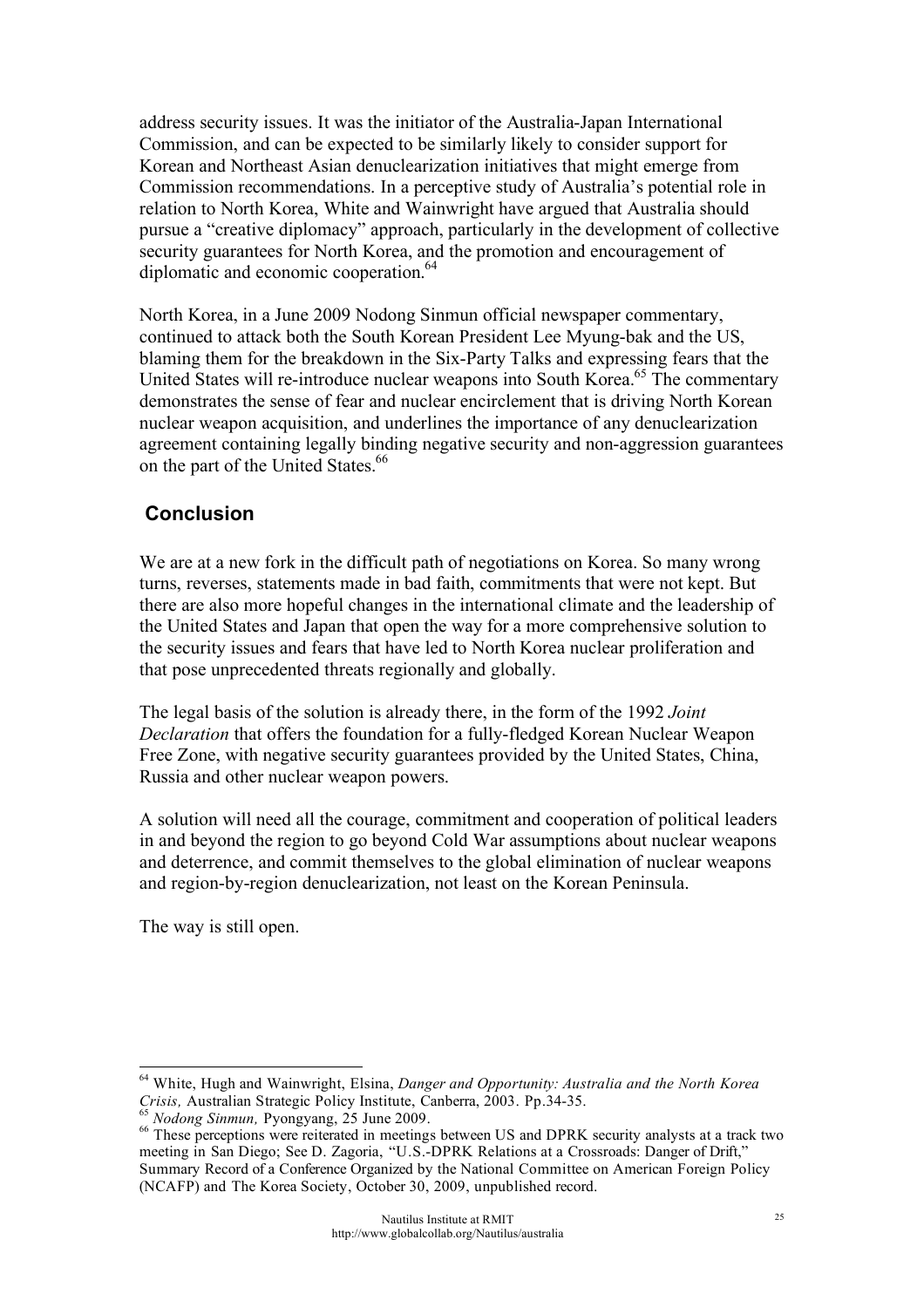address security issues. It was the initiator of the Australia-Japan International Commission, and can be expected to be similarly likely to consider support for Korean and Northeast Asian denuclearization initiatives that might emerge from Commission recommendations. In a perceptive study of Australia's potential role in relation to North Korea, White and Wainwright have argued that Australia should pursue a "creative diplomacy" approach, particularly in the development of collective security guarantees for North Korea, and the promotion and encouragement of diplomatic and economic cooperation.[64]

North Korea, in a June 2009 Nodong Sinmun official newspaper commentary, continued to attack both the South Korean President Lee Myung-bak and the US, blaming them for the breakdown in the Six-Party Talks and expressing fears that the United States will re-introduce nuclear weapons into South Korea.[65] The commentary demonstrates the sense of fear and nuclear encirclement that is driving North Korean nuclear weapon acquisition, and underlines the importance of any denuclearization agreement containing legally binding negative security and non-aggression guarantees on the part of the United States.[66]

## Conclusion

We are at a new fork in the difficult path of negotiations on Korea. So many wrong turns, reverses, statements made in bad faith, commitments that were not kept. But there are also more hopeful changes in the international climate and the leadership of the United States and Japan that open the way for a more comprehensive solution to the security issues and fears that have led to North Korea nuclear proliferation and that pose unprecedented threats regionally and globally.

The legal basis of the solution is already there, in the form of the 1992 *Joint Declaration* that offers the foundation for a fully-fledged Korean Nuclear Weapon Free Zone, with negative security guarantees provided by the United States, China, Russia and other nuclear weapon powers.

A solution will need all the courage, commitment and cooperation of political leaders in and beyond the region to go beyond Cold War assumptions about nuclear weapons and deterrence, and commit themselves to the global elimination of nuclear weapons and region-by-region denuclearization, not least on the Korean Peninsula.

The way is still open.

---

[64] White, Hugh and Wainwright, Elsina, *Danger and Opportunity: Australia and the North Korea Crisis,* Australian Strategic Policy Institute, Canberra, 2003. Pp.34-35.

[65] *Nodong Sinmun,* Pyongyang, 25 June 2009.

[66] These perceptions were reiterated in meetings between US and DPRK security analysts at a track two meeting in San Diego; See D. Zagoria, "U.S.-DPRK Relations at a Crossroads: Danger of Drift," Summary Record of a Conference Organized by the National Committee on American Foreign Policy (NCAFP) and The Korea Society, October 30, 2009, unpublished record.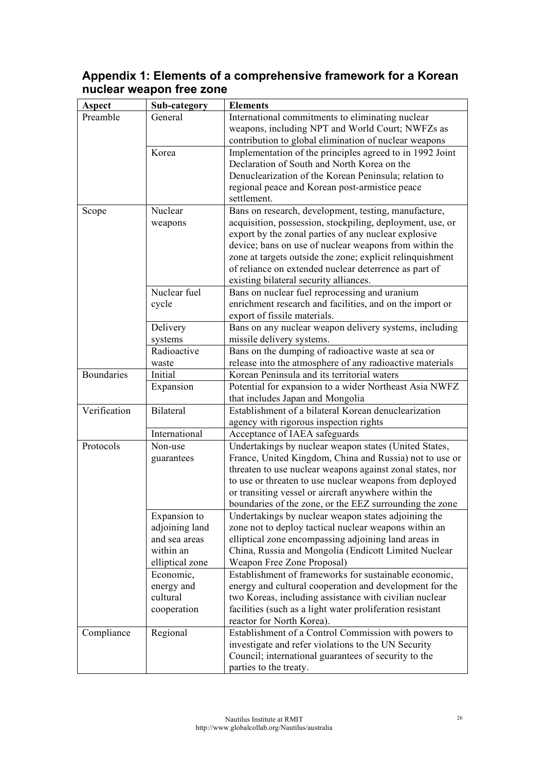## Appendix 1: Elements of a comprehensive framework for a Korean nuclear weapon free zone

| Aspect | Sub-category | Elements |
|---|---|---|
| Preamble | General | International commitments to eliminating nuclear weapons, including NPT and World Court; NWFZs as contribution to global elimination of nuclear weapons |
| | Korea | Implementation of the principles agreed to in 1992 Joint Declaration of South and North Korea on the Denuclearization of the Korean Peninsula; relation to regional peace and Korean post-armistice peace settlement. |
| Scope | Nuclear weapons | Bans on research, development, testing, manufacture, acquisition, possession, stockpiling, deployment, use, or export by the zonal parties of any nuclear explosive device; bans on use of nuclear weapons from within the zone at targets outside the zone; explicit relinquishment of reliance on extended nuclear deterrence as part of existing bilateral security alliances. |
| | Nuclear fuel cycle | Bans on nuclear fuel reprocessing and uranium enrichment research and facilities, and on the import or export of fissile materials. |
| | Delivery systems | Bans on any nuclear weapon delivery systems, including missile delivery systems. |
| | Radioactive waste | Bans on the dumping of radioactive waste at sea or release into the atmosphere of any radioactive materials |
| Boundaries | Initial | Korean Peninsula and its territorial waters |
| | Expansion | Potential for expansion to a wider Northeast Asia NWFZ that includes Japan and Mongolia |
| Verification | Bilateral | Establishment of a bilateral Korean denuclearization agency with rigorous inspection rights |
| | International | Acceptance of IAEA safeguards |
| Protocols | Non-use guarantees | Undertakings by nuclear weapon states (United States, France, United Kingdom, China and Russia) not to use or threaten to use nuclear weapons against zonal states, nor to use or threaten to use nuclear weapons from deployed or transiting vessel or aircraft anywhere within the boundaries of the zone, or the EEZ surrounding the zone |
| | Expansion to adjoining land and sea areas within an elliptical zone | Undertakings by nuclear weapon states adjoining the zone not to deploy tactical nuclear weapons within an elliptical zone encompassing adjoining land areas in China, Russia and Mongolia (Endicott Limited Nuclear Weapon Free Zone Proposal) |
| | Economic, energy and cultural cooperation | Establishment of frameworks for sustainable economic, energy and cultural cooperation and development for the two Koreas, including assistance with civilian nuclear facilities (such as a light water proliferation resistant reactor for North Korea). |
| Compliance | Regional | Establishment of a Control Commission with powers to investigate and refer violations to the UN Security Council; international guarantees of security to the parties to the treaty. |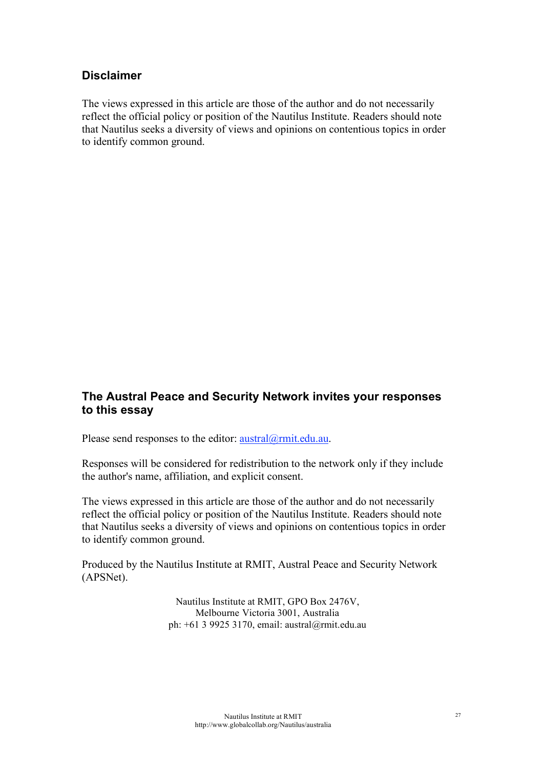## Disclaimer

The views expressed in this article are those of the author and do not necessarily reflect the official policy or position of the Nautilus Institute. Readers should note that Nautilus seeks a diversity of views and opinions on contentious topics in order to identify common ground.

## The Austral Peace and Security Network invites your responses to this essay

Please send responses to the editor: austral@rmit.edu.au.

Responses will be considered for redistribution to the network only if they include the author's name, affiliation, and explicit consent.

The views expressed in this article are those of the author and do not necessarily reflect the official policy or position of the Nautilus Institute. Readers should note that Nautilus seeks a diversity of views and opinions on contentious topics in order to identify common ground.

Produced by the Nautilus Institute at RMIT, Austral Peace and Security Network (APSNet).

Nautilus Institute at RMIT, GPO Box 2476V,
Melbourne Victoria 3001, Australia
ph: +61 3 9925 3170, email: austral@rmit.edu.au